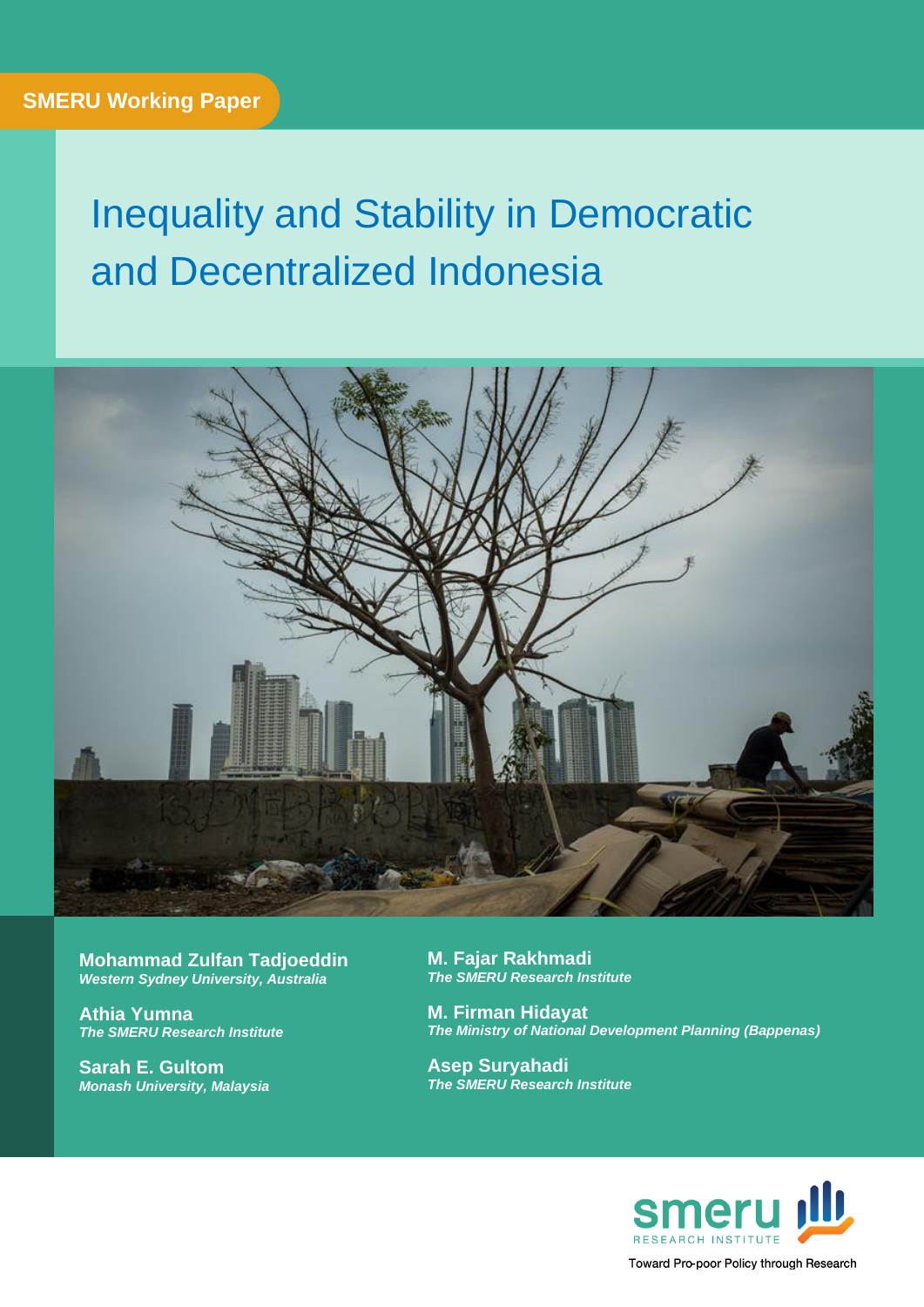SMERU Working Paper

# Inequality and Stability in Democratic and Decentralized Indonesia

**Mohammad Zulfan Tadjoeddin**
*Western Sydney University, Australia*

**Athia Yumna**
*The SMERU Research Institute*

**Sarah E. Gultom**
*Monash University, Malaysia*

**M. Fajar Rakhmadi**
*The SMERU Research Institute*

**M. Firman Hidayat**
*The Ministry of National Development Planning (Bappenas)*

**Asep Suryahadi**
*The SMERU Research Institute*

smeru RESEARCH INSTITUTE

Toward Pro-poor Policy through Research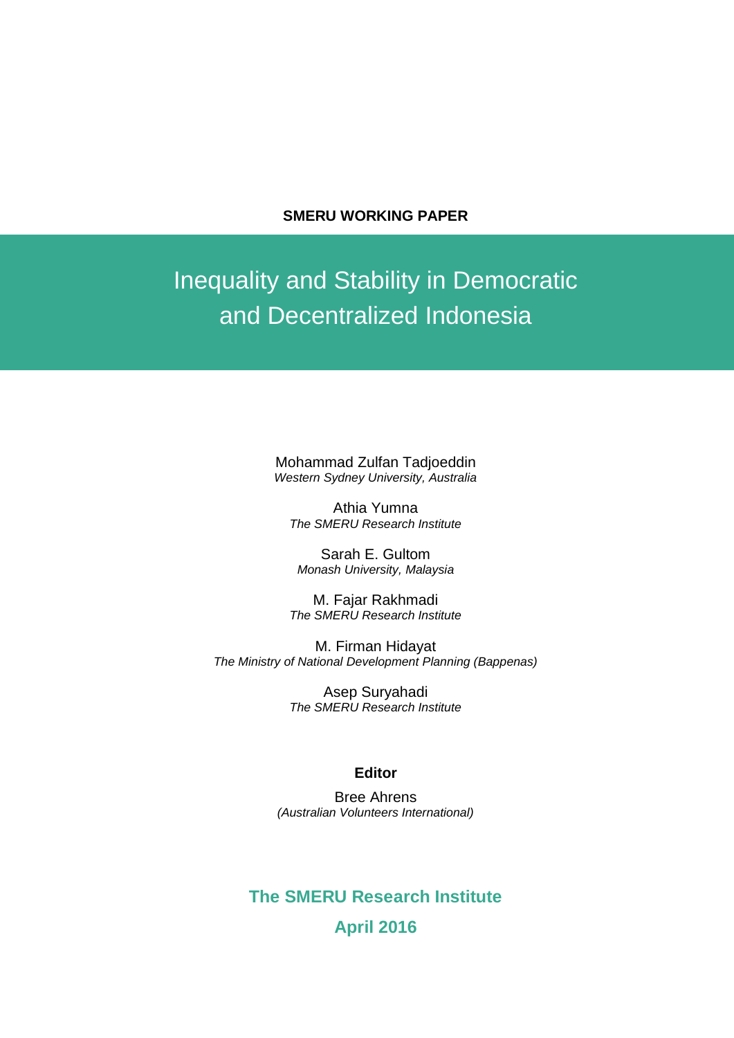**SMERU WORKING PAPER**

# Inequality and Stability in Democratic and Decentralized Indonesia

Mohammad Zulfan Tadjoeddin
*Western Sydney University, Australia*

Athia Yumna
*The SMERU Research Institute*

Sarah E. Gultom
*Monash University, Malaysia*

M. Fajar Rakhmadi
*The SMERU Research Institute*

M. Firman Hidayat
*The Ministry of National Development Planning (Bappenas)*

Asep Suryahadi
*The SMERU Research Institute*

**Editor**

Bree Ahrens
*(Australian Volunteers International)*

**The SMERU Research Institute**

**April 2016**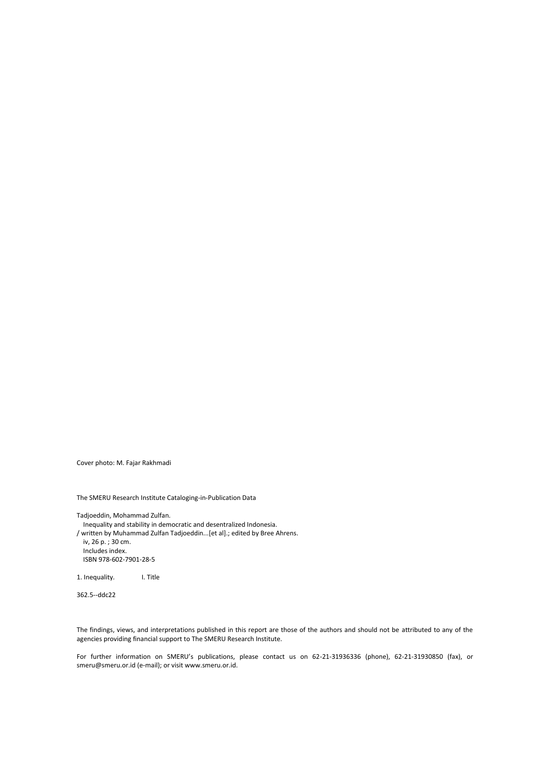Cover photo: M. Fajar Rakhmadi

The SMERU Research Institute Cataloging-in-Publication Data

Tadjoeddin, Mohammad Zulfan.
Inequality and stability in democratic and desentralized Indonesia.
/ written by Muhammad Zulfan Tadjoeddin...[et al].; edited by Bree Ahrens.
iv, 26 p. ; 30 cm.
Includes index.
ISBN 978-602-7901-28-5

1. Inequality. I. Title

362.5--ddc22

The findings, views, and interpretations published in this report are those of the authors and should not be attributed to any of the agencies providing financial support to The SMERU Research Institute.

For further information on SMERU's publications, please contact us on 62-21-31936336 (phone), 62-21-31930850 (fax), or smeru@smeru.or.id (e-mail); or visit www.smeru.or.id.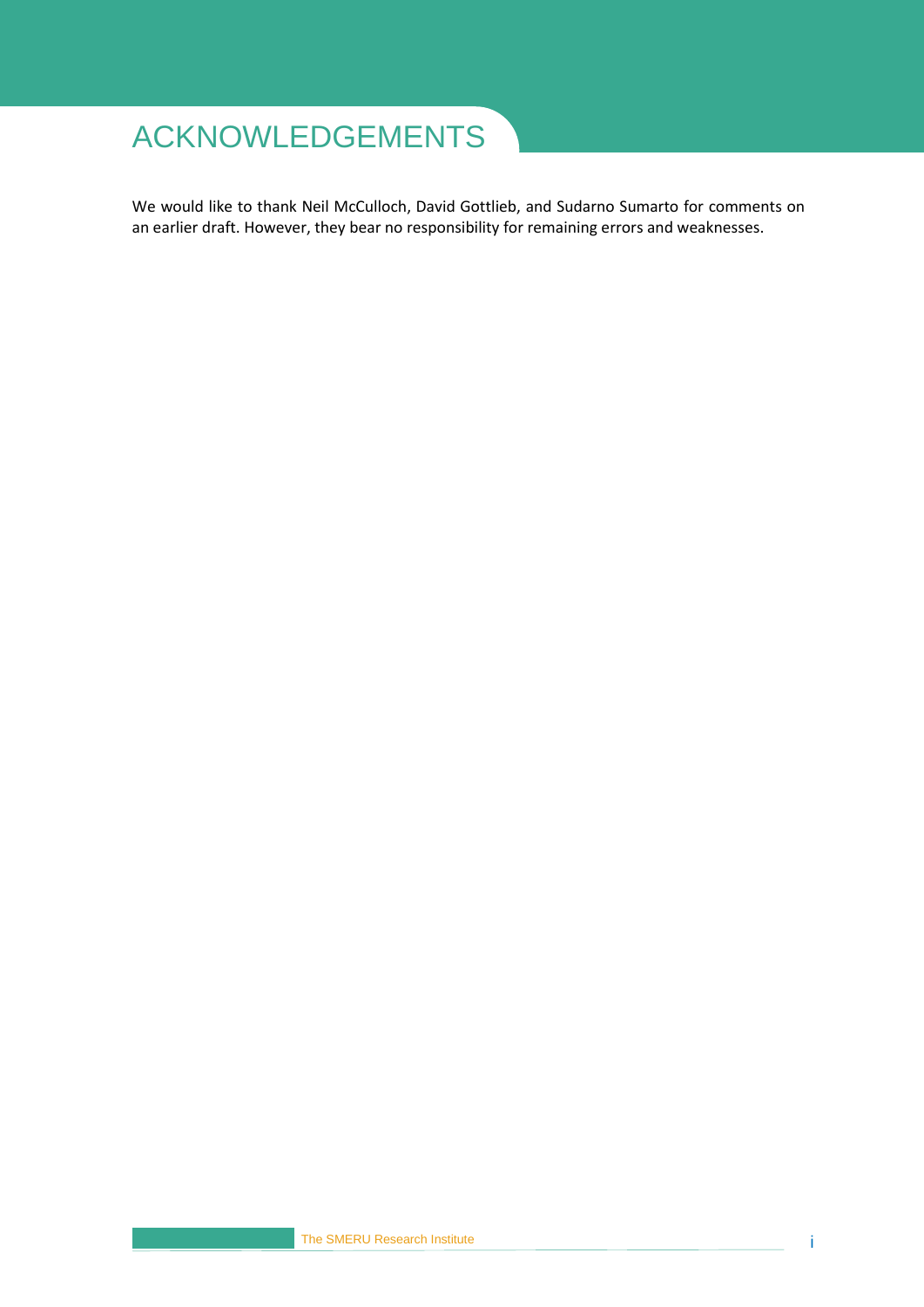# ACKNOWLEDGEMENTS

We would like to thank Neil McCulloch, David Gottlieb, and Sudarno Sumarto for comments on an earlier draft. However, they bear no responsibility for remaining errors and weaknesses.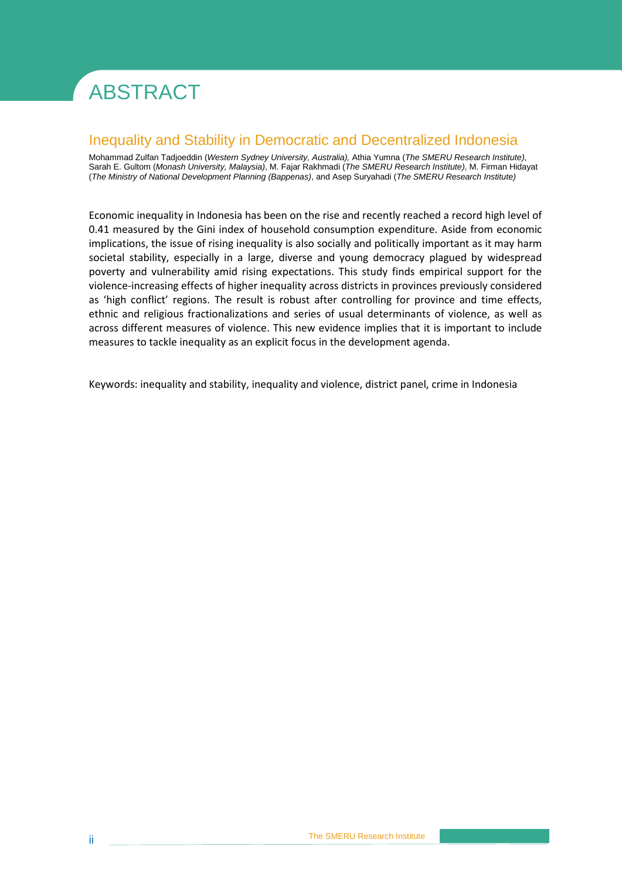# ABSTRACT

## Inequality and Stability in Democratic and Decentralized Indonesia

Mohammad Zulfan Tadjoeddin (*Western Sydney University, Australia),* Athia Yumna (*The SMERU Research Institute)*, Sarah E. Gultom (*Monash University, Malaysia)*, M. Fajar Rakhmadi (*The SMERU Research Institute)*, M. Firman Hidayat (*The Ministry of National Development Planning (Bappenas)*, and Asep Suryahadi (*The SMERU Research Institute)*

Economic inequality in Indonesia has been on the rise and recently reached a record high level of 0.41 measured by the Gini index of household consumption expenditure. Aside from economic implications, the issue of rising inequality is also socially and politically important as it may harm societal stability, especially in a large, diverse and young democracy plagued by widespread poverty and vulnerability amid rising expectations. This study finds empirical support for the violence-increasing effects of higher inequality across districts in provinces previously considered as 'high conflict' regions. The result is robust after controlling for province and time effects, ethnic and religious fractionalizations and series of usual determinants of violence, as well as across different measures of violence. This new evidence implies that it is important to include measures to tackle inequality as an explicit focus in the development agenda.

Keywords: inequality and stability, inequality and violence, district panel, crime in Indonesia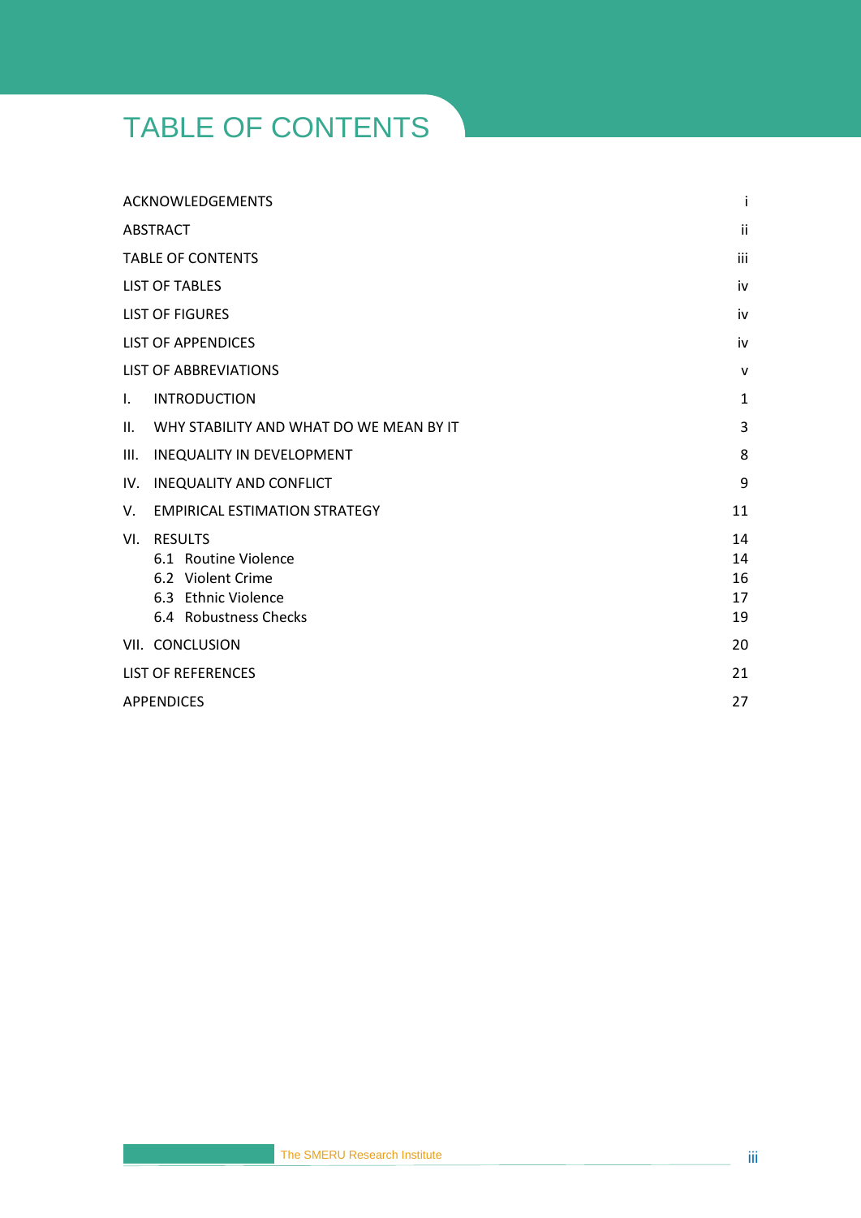# TABLE OF CONTENTS

| | |
|---|---|
| ACKNOWLEDGEMENTS | i |
| ABSTRACT | ii |
| TABLE OF CONTENTS | iii |
| LIST OF TABLES | iv |
| LIST OF FIGURES | iv |
| LIST OF APPENDICES | iv |
| LIST OF ABBREVIATIONS | v |
| I. INTRODUCTION | 1 |
| II. WHY STABILITY AND WHAT DO WE MEAN BY IT | 3 |
| III. INEQUALITY IN DEVELOPMENT | 8 |
| IV. INEQUALITY AND CONFLICT | 9 |
| V. EMPIRICAL ESTIMATION STRATEGY | 11 |
| VI. RESULTS | 14 |
| 6.1 Routine Violence | 14 |
| 6.2 Violent Crime | 16 |
| 6.3 Ethnic Violence | 17 |
| 6.4 Robustness Checks | 19 |
| VII. CONCLUSION | 20 |
| LIST OF REFERENCES | 21 |
| APPENDICES | 27 |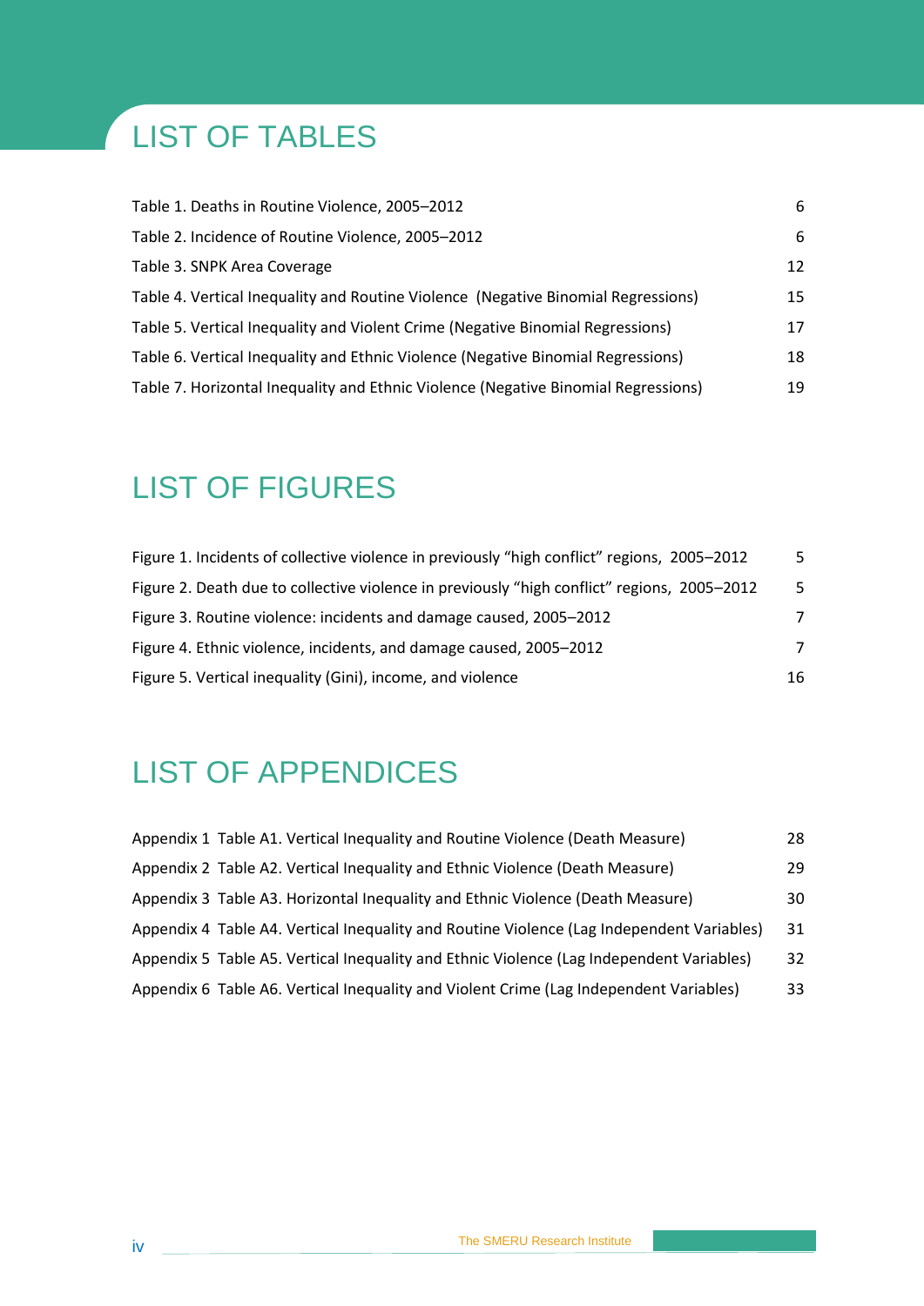# LIST OF TABLES

| | |
|---|---|
| Table 1. Deaths in Routine Violence, 2005–2012 | 6 |
| Table 2. Incidence of Routine Violence, 2005–2012 | 6 |
| Table 3. SNPK Area Coverage | 12 |
| Table 4. Vertical Inequality and Routine Violence (Negative Binomial Regressions) | 15 |
| Table 5. Vertical Inequality and Violent Crime (Negative Binomial Regressions) | 17 |
| Table 6. Vertical Inequality and Ethnic Violence (Negative Binomial Regressions) | 18 |
| Table 7. Horizontal Inequality and Ethnic Violence (Negative Binomial Regressions) | 19 |

# LIST OF FIGURES

| | |
|---|---|
| Figure 1. Incidents of collective violence in previously "high conflict" regions, 2005–2012 | 5 |
| Figure 2. Death due to collective violence in previously "high conflict" regions, 2005–2012 | 5 |
| Figure 3. Routine violence: incidents and damage caused, 2005–2012 | 7 |
| Figure 4. Ethnic violence, incidents, and damage caused, 2005–2012 | 7 |
| Figure 5. Vertical inequality (Gini), income, and violence | 16 |

# LIST OF APPENDICES

| | |
|---|---|
| Appendix 1 Table A1. Vertical Inequality and Routine Violence (Death Measure) | 28 |
| Appendix 2 Table A2. Vertical Inequality and Ethnic Violence (Death Measure) | 29 |
| Appendix 3 Table A3. Horizontal Inequality and Ethnic Violence (Death Measure) | 30 |
| Appendix 4 Table A4. Vertical Inequality and Routine Violence (Lag Independent Variables) | 31 |
| Appendix 5 Table A5. Vertical Inequality and Ethnic Violence (Lag Independent Variables) | 32 |
| Appendix 6 Table A6. Vertical Inequality and Violent Crime (Lag Independent Variables) | 33 |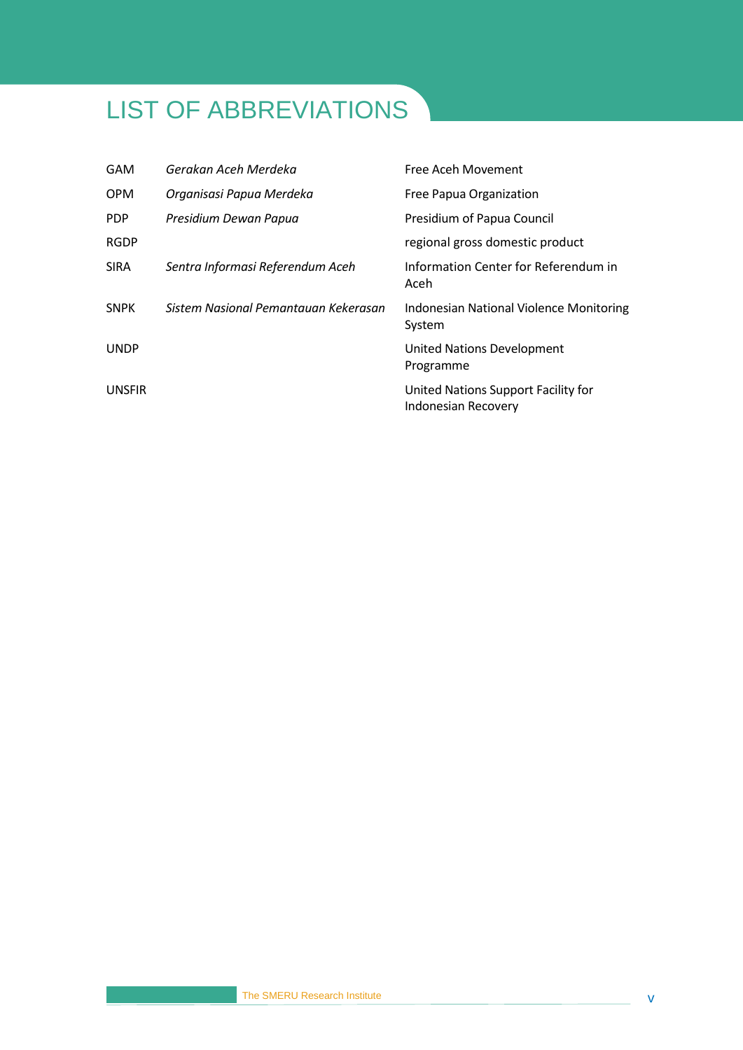# LIST OF ABBREVIATIONS

| | | |
|---|---|---|
| GAM | *Gerakan Aceh Merdeka* | Free Aceh Movement |
| OPM | *Organisasi Papua Merdeka* | Free Papua Organization |
| PDP | *Presidium Dewan Papua* | Presidium of Papua Council |
| RGDP | | regional gross domestic product |
| SIRA | *Sentra Informasi Referendum Aceh* | Information Center for Referendum in Aceh |
| SNPK | *Sistem Nasional Pemantauan Kekerasan* | Indonesian National Violence Monitoring System |
| UNDP | | United Nations Development Programme |
| UNSFIR | | United Nations Support Facility for Indonesian Recovery |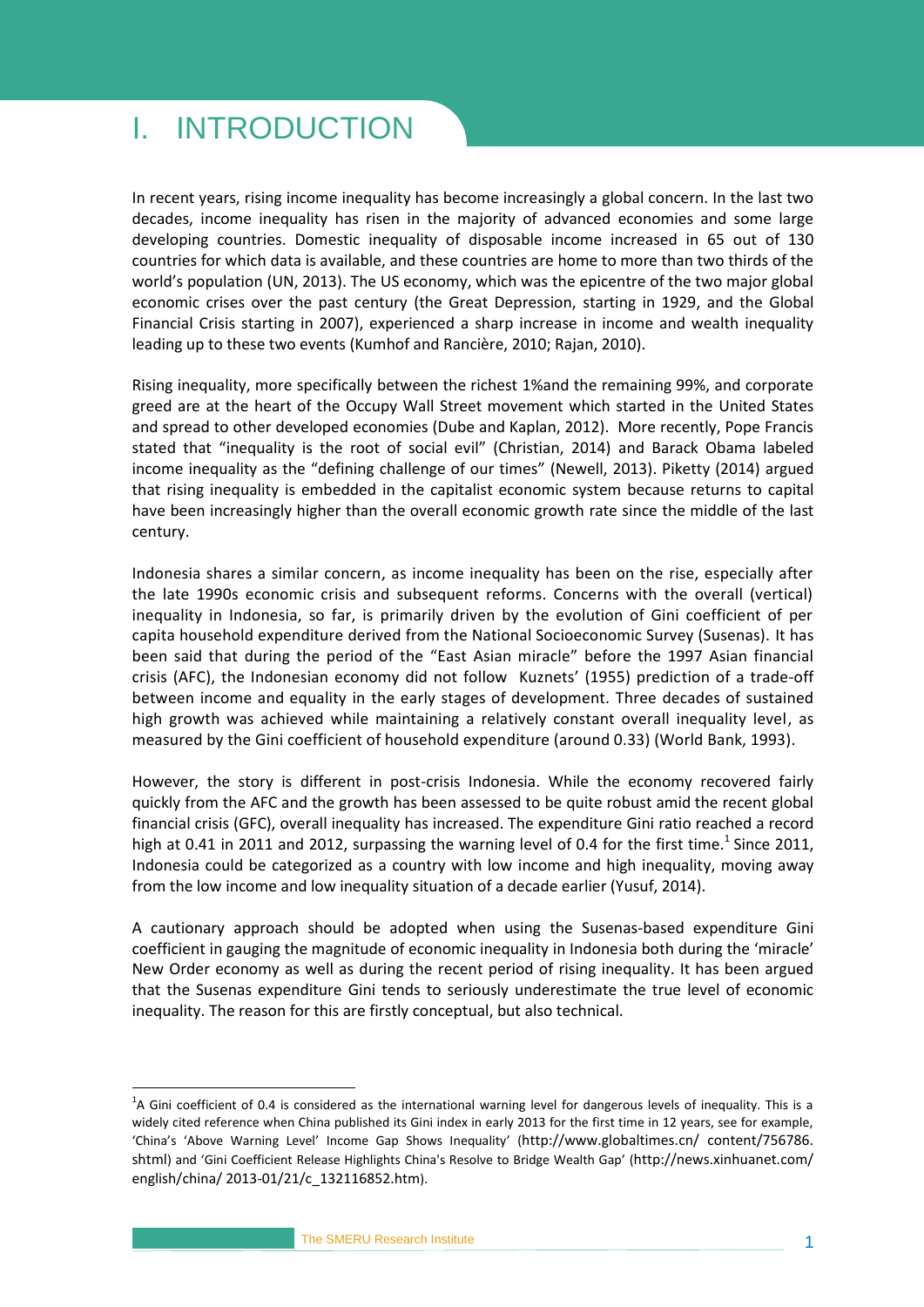# I. INTRODUCTION

In recent years, rising income inequality has become increasingly a global concern. In the last two decades, income inequality has risen in the majority of advanced economies and some large developing countries. Domestic inequality of disposable income increased in 65 out of 130 countries for which data is available, and these countries are home to more than two thirds of the world's population (UN, 2013). The US economy, which was the epicentre of the two major global economic crises over the past century (the Great Depression, starting in 1929, and the Global Financial Crisis starting in 2007), experienced a sharp increase in income and wealth inequality leading up to these two events (Kumhof and Rancière, 2010; Rajan, 2010).

Rising inequality, more specifically between the richest 1%and the remaining 99%, and corporate greed are at the heart of the Occupy Wall Street movement which started in the United States and spread to other developed economies (Dube and Kaplan, 2012). More recently, Pope Francis stated that "inequality is the root of social evil" (Christian, 2014) and Barack Obama labeled income inequality as the "defining challenge of our times" (Newell, 2013). Piketty (2014) argued that rising inequality is embedded in the capitalist economic system because returns to capital have been increasingly higher than the overall economic growth rate since the middle of the last century.

Indonesia shares a similar concern, as income inequality has been on the rise, especially after the late 1990s economic crisis and subsequent reforms. Concerns with the overall (vertical) inequality in Indonesia, so far, is primarily driven by the evolution of Gini coefficient of per capita household expenditure derived from the National Socioeconomic Survey (Susenas). It has been said that during the period of the "East Asian miracle" before the 1997 Asian financial crisis (AFC), the Indonesian economy did not follow Kuznets' (1955) prediction of a trade-off between income and equality in the early stages of development. Three decades of sustained high growth was achieved while maintaining a relatively constant overall inequality level, as measured by the Gini coefficient of household expenditure (around 0.33) (World Bank, 1993).

However, the story is different in post-crisis Indonesia. While the economy recovered fairly quickly from the AFC and the growth has been assessed to be quite robust amid the recent global financial crisis (GFC), overall inequality has increased. The expenditure Gini ratio reached a record high at 0.41 in 2011 and 2012, surpassing the warning level of 0.4 for the first time.[1] Since 2011, Indonesia could be categorized as a country with low income and high inequality, moving away from the low income and low inequality situation of a decade earlier (Yusuf, 2014).

A cautionary approach should be adopted when using the Susenas-based expenditure Gini coefficient in gauging the magnitude of economic inequality in Indonesia both during the 'miracle' New Order economy as well as during the recent period of rising inequality. It has been argued that the Susenas expenditure Gini tends to seriously underestimate the true level of economic inequality. The reason for this are firstly conceptual, but also technical.

---

[1] A Gini coefficient of 0.4 is considered as the international warning level for dangerous levels of inequality. This is a widely cited reference when China published its Gini index in early 2013 for the first time in 12 years, see for example, 'China's 'Above Warning Level' Income Gap Shows Inequality' (http://www.globaltimes.cn/ content/756786. shtml) and 'Gini Coefficient Release Highlights China's Resolve to Bridge Wealth Gap' (http://news.xinhuanet.com/ english/china/ 2013-01/21/c_132116852.htm).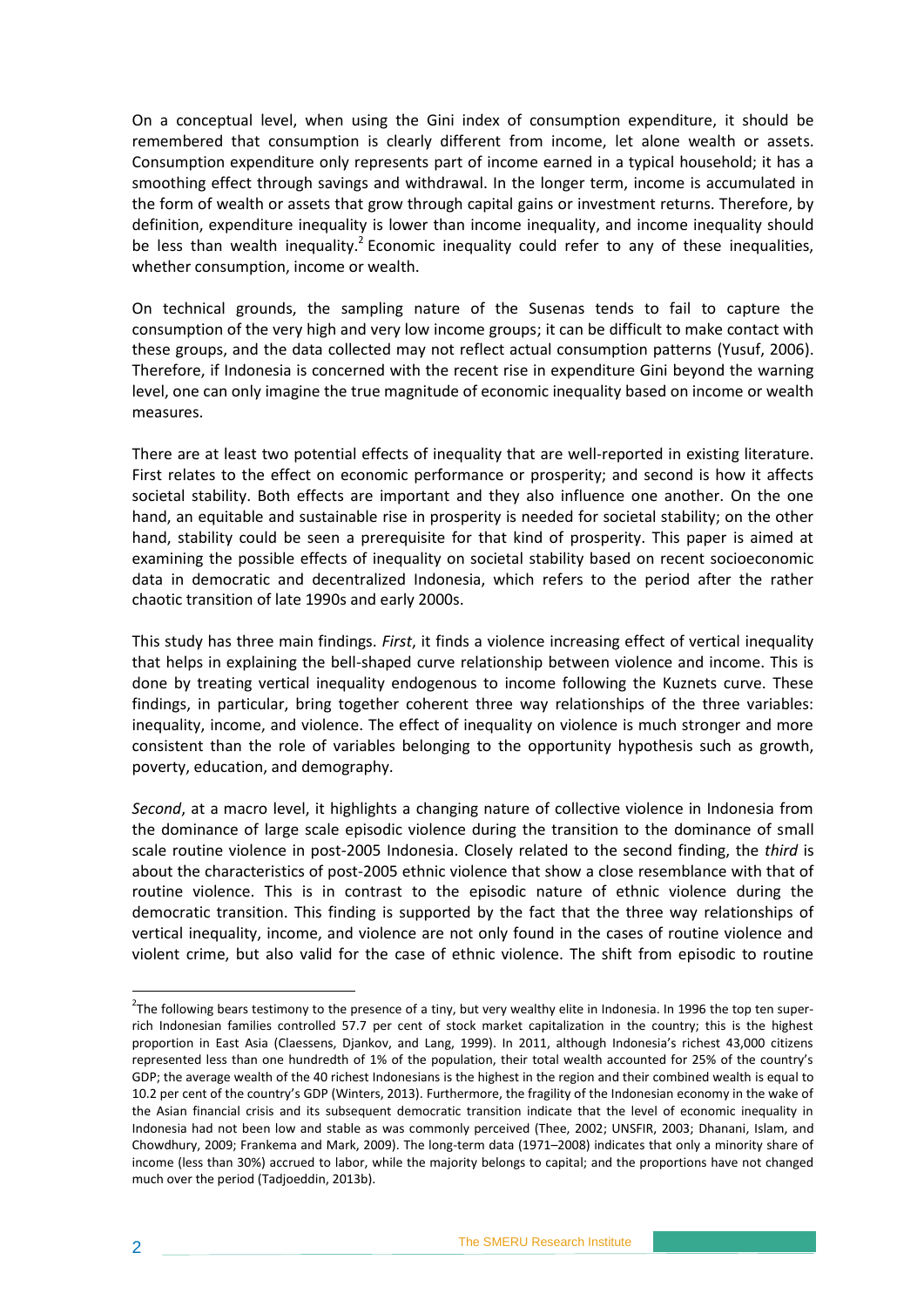On a conceptual level, when using the Gini index of consumption expenditure, it should be remembered that consumption is clearly different from income, let alone wealth or assets. Consumption expenditure only represents part of income earned in a typical household; it has a smoothing effect through savings and withdrawal. In the longer term, income is accumulated in the form of wealth or assets that grow through capital gains or investment returns. Therefore, by definition, expenditure inequality is lower than income inequality, and income inequality should be less than wealth inequality.[2] Economic inequality could refer to any of these inequalities, whether consumption, income or wealth.

On technical grounds, the sampling nature of the Susenas tends to fail to capture the consumption of the very high and very low income groups; it can be difficult to make contact with these groups, and the data collected may not reflect actual consumption patterns (Yusuf, 2006). Therefore, if Indonesia is concerned with the recent rise in expenditure Gini beyond the warning level, one can only imagine the true magnitude of economic inequality based on income or wealth measures.

There are at least two potential effects of inequality that are well-reported in existing literature. First relates to the effect on economic performance or prosperity; and second is how it affects societal stability. Both effects are important and they also influence one another. On the one hand, an equitable and sustainable rise in prosperity is needed for societal stability; on the other hand, stability could be seen a prerequisite for that kind of prosperity. This paper is aimed at examining the possible effects of inequality on societal stability based on recent socioeconomic data in democratic and decentralized Indonesia, which refers to the period after the rather chaotic transition of late 1990s and early 2000s.

This study has three main findings. *First*, it finds a violence increasing effect of vertical inequality that helps in explaining the bell-shaped curve relationship between violence and income. This is done by treating vertical inequality endogenous to income following the Kuznets curve. These findings, in particular, bring together coherent three way relationships of the three variables: inequality, income, and violence. The effect of inequality on violence is much stronger and more consistent than the role of variables belonging to the opportunity hypothesis such as growth, poverty, education, and demography.

*Second*, at a macro level, it highlights a changing nature of collective violence in Indonesia from the dominance of large scale episodic violence during the transition to the dominance of small scale routine violence in post-2005 Indonesia. Closely related to the second finding, the *third* is about the characteristics of post-2005 ethnic violence that show a close resemblance with that of routine violence. This is in contrast to the episodic nature of ethnic violence during the democratic transition. This finding is supported by the fact that the three way relationships of vertical inequality, income, and violence are not only found in the cases of routine violence and violent crime, but also valid for the case of ethnic violence. The shift from episodic to routine

[2] The following bears testimony to the presence of a tiny, but very wealthy elite in Indonesia. In 1996 the top ten super-rich Indonesian families controlled 57.7 per cent of stock market capitalization in the country; this is the highest proportion in East Asia (Claessens, Djankov, and Lang, 1999). In 2011, although Indonesia's richest 43,000 citizens represented less than one hundredth of 1% of the population, their total wealth accounted for 25% of the country's GDP; the average wealth of the 40 richest Indonesians is the highest in the region and their combined wealth is equal to 10.2 per cent of the country's GDP (Winters, 2013). Furthermore, the fragility of the Indonesian economy in the wake of the Asian financial crisis and its subsequent democratic transition indicate that the level of economic inequality in Indonesia had not been low and stable as was commonly perceived (Thee, 2002; UNSFIR, 2003; Dhanani, Islam, and Chowdhury, 2009; Frankema and Mark, 2009). The long-term data (1971–2008) indicates that only a minority share of income (less than 30%) accrued to labor, while the majority belongs to capital; and the proportions have not changed much over the period (Tadjoeddin, 2013b).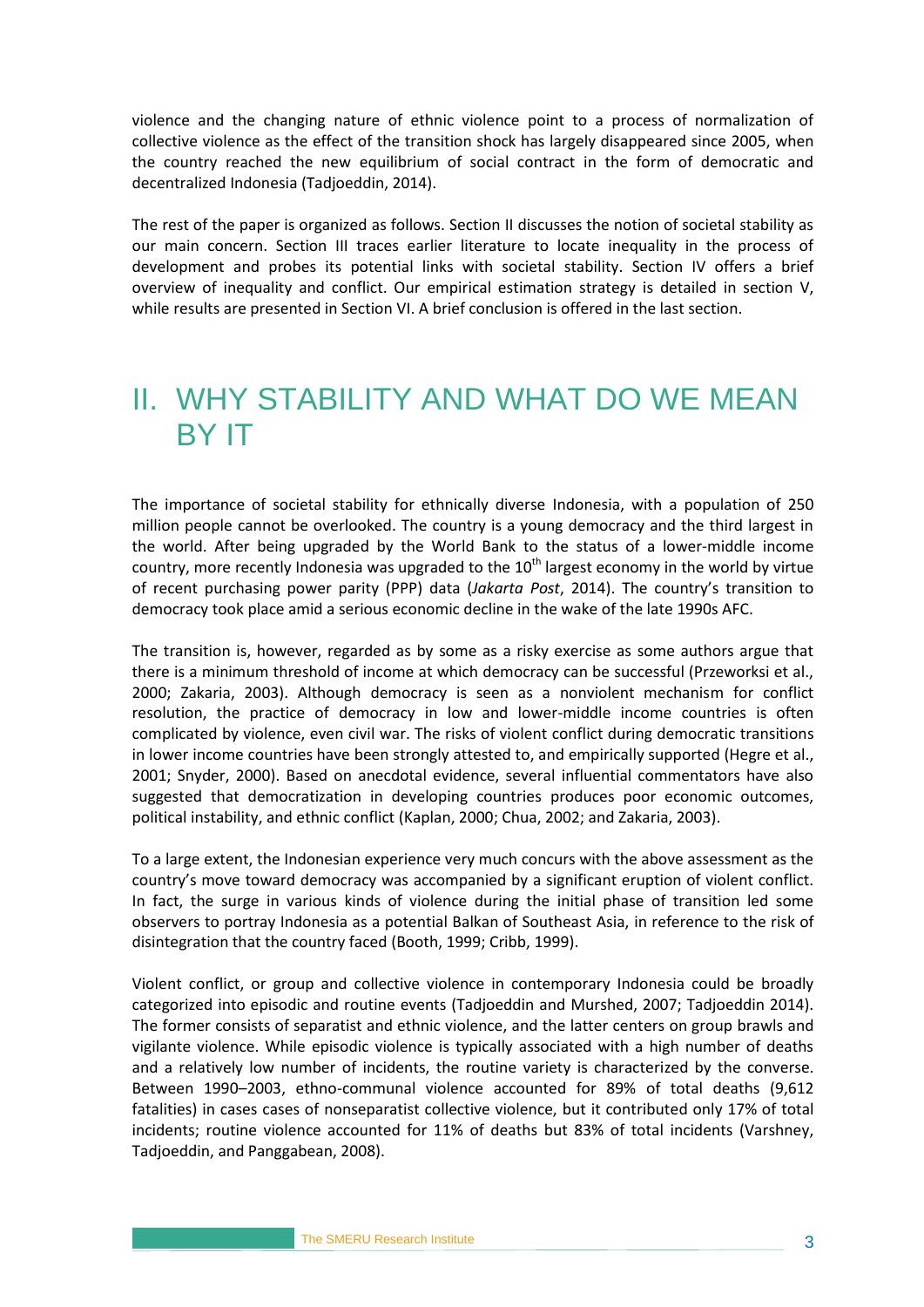violence and the changing nature of ethnic violence point to a process of normalization of collective violence as the effect of the transition shock has largely disappeared since 2005, when the country reached the new equilibrium of social contract in the form of democratic and decentralized Indonesia (Tadjoeddin, 2014).

The rest of the paper is organized as follows. Section II discusses the notion of societal stability as our main concern. Section III traces earlier literature to locate inequality in the process of development and probes its potential links with societal stability. Section IV offers a brief overview of inequality and conflict. Our empirical estimation strategy is detailed in section V, while results are presented in Section VI. A brief conclusion is offered in the last section.

# II. WHY STABILITY AND WHAT DO WE MEAN BY IT

The importance of societal stability for ethnically diverse Indonesia, with a population of 250 million people cannot be overlooked. The country is a young democracy and the third largest in the world. After being upgraded by the World Bank to the status of a lower-middle income country, more recently Indonesia was upgraded to the 10th largest economy in the world by virtue of recent purchasing power parity (PPP) data (*Jakarta Post*, 2014). The country's transition to democracy took place amid a serious economic decline in the wake of the late 1990s AFC.

The transition is, however, regarded as by some as a risky exercise as some authors argue that there is a minimum threshold of income at which democracy can be successful (Przeworksi et al., 2000; Zakaria, 2003). Although democracy is seen as a nonviolent mechanism for conflict resolution, the practice of democracy in low and lower-middle income countries is often complicated by violence, even civil war. The risks of violent conflict during democratic transitions in lower income countries have been strongly attested to, and empirically supported (Hegre et al., 2001; Snyder, 2000). Based on anecdotal evidence, several influential commentators have also suggested that democratization in developing countries produces poor economic outcomes, political instability, and ethnic conflict (Kaplan, 2000; Chua, 2002; and Zakaria, 2003).

To a large extent, the Indonesian experience very much concurs with the above assessment as the country's move toward democracy was accompanied by a significant eruption of violent conflict. In fact, the surge in various kinds of violence during the initial phase of transition led some observers to portray Indonesia as a potential Balkan of Southeast Asia, in reference to the risk of disintegration that the country faced (Booth, 1999; Cribb, 1999).

Violent conflict, or group and collective violence in contemporary Indonesia could be broadly categorized into episodic and routine events (Tadjoeddin and Murshed, 2007; Tadjoeddin 2014). The former consists of separatist and ethnic violence, and the latter centers on group brawls and vigilante violence. While episodic violence is typically associated with a high number of deaths and a relatively low number of incidents, the routine variety is characterized by the converse. Between 1990–2003, ethno-communal violence accounted for 89% of total deaths (9,612 fatalities) in cases cases of nonseparatist collective violence, but it contributed only 17% of total incidents; routine violence accounted for 11% of deaths but 83% of total incidents (Varshney, Tadjoeddin, and Panggabean, 2008).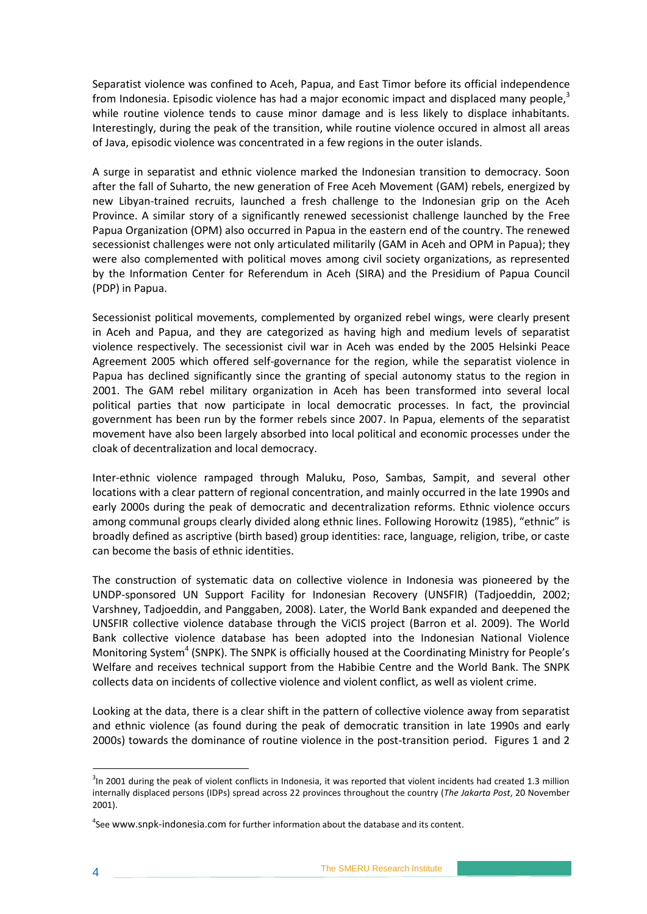Separatist violence was confined to Aceh, Papua, and East Timor before its official independence from Indonesia. Episodic violence has had a major economic impact and displaced many people,[3] while routine violence tends to cause minor damage and is less likely to displace inhabitants. Interestingly, during the peak of the transition, while routine violence occured in almost all areas of Java, episodic violence was concentrated in a few regions in the outer islands.

A surge in separatist and ethnic violence marked the Indonesian transition to democracy. Soon after the fall of Suharto, the new generation of Free Aceh Movement (GAM) rebels, energized by new Libyan-trained recruits, launched a fresh challenge to the Indonesian grip on the Aceh Province. A similar story of a significantly renewed secessionist challenge launched by the Free Papua Organization (OPM) also occurred in Papua in the eastern end of the country. The renewed secessionist challenges were not only articulated militarily (GAM in Aceh and OPM in Papua); they were also complemented with political moves among civil society organizations, as represented by the Information Center for Referendum in Aceh (SIRA) and the Presidium of Papua Council (PDP) in Papua.

Secessionist political movements, complemented by organized rebel wings, were clearly present in Aceh and Papua, and they are categorized as having high and medium levels of separatist violence respectively. The secessionist civil war in Aceh was ended by the 2005 Helsinki Peace Agreement 2005 which offered self-governance for the region, while the separatist violence in Papua has declined significantly since the granting of special autonomy status to the region in 2001. The GAM rebel military organization in Aceh has been transformed into several local political parties that now participate in local democratic processes. In fact, the provincial government has been run by the former rebels since 2007. In Papua, elements of the separatist movement have also been largely absorbed into local political and economic processes under the cloak of decentralization and local democracy.

Inter-ethnic violence rampaged through Maluku, Poso, Sambas, Sampit, and several other locations with a clear pattern of regional concentration, and mainly occurred in the late 1990s and early 2000s during the peak of democratic and decentralization reforms. Ethnic violence occurs among communal groups clearly divided along ethnic lines. Following Horowitz (1985), "ethnic" is broadly defined as ascriptive (birth based) group identities: race, language, religion, tribe, or caste can become the basis of ethnic identities.

The construction of systematic data on collective violence in Indonesia was pioneered by the UNDP-sponsored UN Support Facility for Indonesian Recovery (UNSFIR) (Tadjoeddin, 2002; Varshney, Tadjoeddin, and Panggaben, 2008). Later, the World Bank expanded and deepened the UNSFIR collective violence database through the ViCIS project (Barron et al. 2009). The World Bank collective violence database has been adopted into the Indonesian National Violence Monitoring System[4] (SNPK). The SNPK is officially housed at the Coordinating Ministry for People's Welfare and receives technical support from the Habibie Centre and the World Bank. The SNPK collects data on incidents of collective violence and violent conflict, as well as violent crime.

Looking at the data, there is a clear shift in the pattern of collective violence away from separatist and ethnic violence (as found during the peak of democratic transition in late 1990s and early 2000s) towards the dominance of routine violence in the post-transition period. Figures 1 and 2

---

[3] In 2001 during the peak of violent conflicts in Indonesia, it was reported that violent incidents had created 1.3 million internally displaced persons (IDPs) spread across 22 provinces throughout the country (*The Jakarta Post*, 20 November 2001).

[4] See www.snpk-indonesia.com for further information about the database and its content.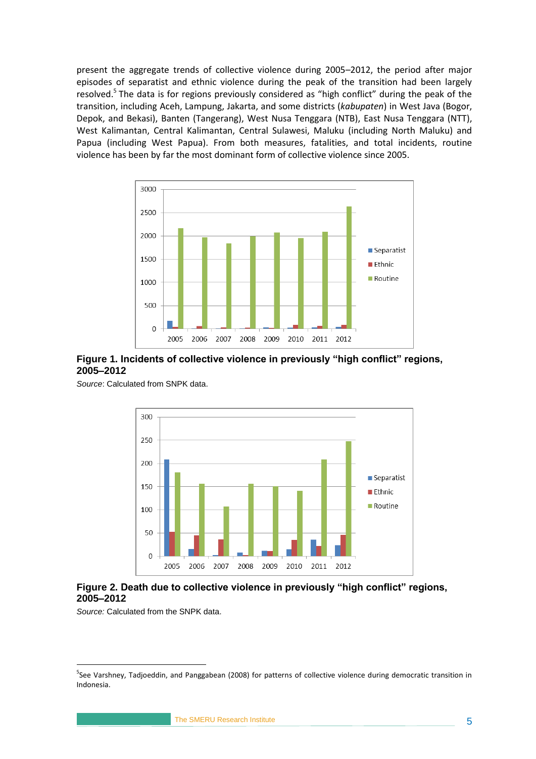present the aggregate trends of collective violence during 2005–2012, the period after major episodes of separatist and ethnic violence during the peak of the transition had been largely resolved.[5] The data is for regions previously considered as "high conflict" during the peak of the transition, including Aceh, Lampung, Jakarta, and some districts (*kabupaten*) in West Java (Bogor, Depok, and Bekasi), Banten (Tangerang), West Nusa Tenggara (NTB), East Nusa Tenggara (NTT), West Kalimantan, Central Kalimantan, Central Sulawesi, Maluku (including North Maluku) and Papua (including West Papua). From both measures, fatalities, and total incidents, routine violence has been by far the most dominant form of collective violence since 2005.

**Figure 1. Incidents of collective violence in previously "high conflict" regions, 2005–2012**

*Source*: Calculated from SNPK data.

**Figure 2. Death due to collective violence in previously "high conflict" regions, 2005–2012**

*Source:* Calculated from the SNPK data.

---

[5]See Varshney, Tadjoeddin, and Panggabean (2008) for patterns of collective violence during democratic transition in Indonesia.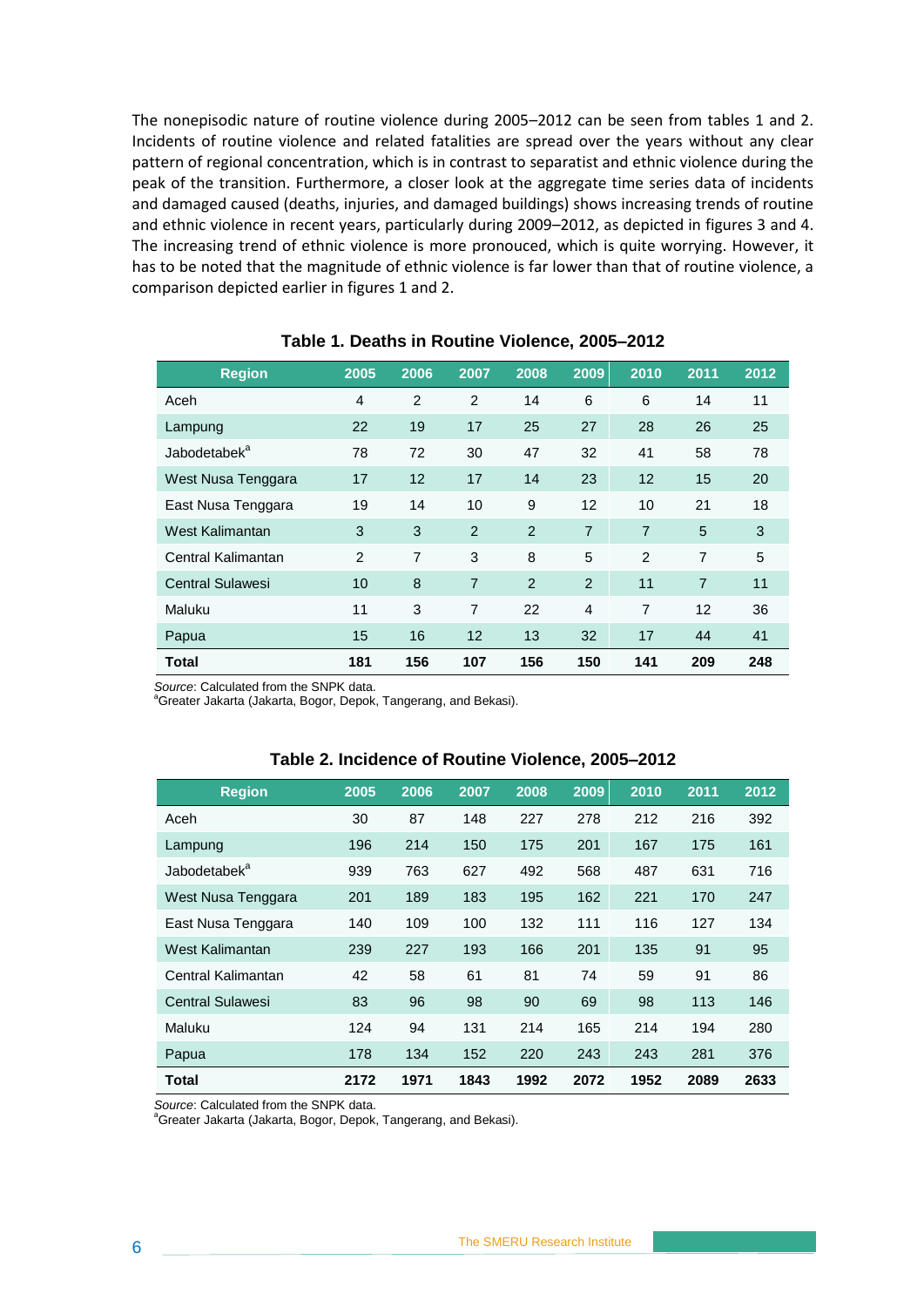The nonepisodic nature of routine violence during 2005–2012 can be seen from tables 1 and 2. Incidents of routine violence and related fatalities are spread over the years without any clear pattern of regional concentration, which is in contrast to separatist and ethnic violence during the peak of the transition. Furthermore, a closer look at the aggregate time series data of incidents and damaged caused (deaths, injuries, and damaged buildings) shows increasing trends of routine and ethnic violence in recent years, particularly during 2009–2012, as depicted in figures 3 and 4. The increasing trend of ethnic violence is more pronouced, which is quite worrying. However, it has to be noted that the magnitude of ethnic violence is far lower than that of routine violence, a comparison depicted earlier in figures 1 and 2.

**Table 1. Deaths in Routine Violence, 2005–2012**

| Region | 2005 | 2006 | 2007 | 2008 | 2009 | 2010 | 2011 | 2012 |
|---|---|---|---|---|---|---|---|---|
| Aceh | 4 | 2 | 2 | 14 | 6 | 6 | 14 | 11 |
| Lampung | 22 | 19 | 17 | 25 | 27 | 28 | 26 | 25 |
| Jabodetabek[a] | 78 | 72 | 30 | 47 | 32 | 41 | 58 | 78 |
| West Nusa Tenggara | 17 | 12 | 17 | 14 | 23 | 12 | 15 | 20 |
| East Nusa Tenggara | 19 | 14 | 10 | 9 | 12 | 10 | 21 | 18 |
| West Kalimantan | 3 | 3 | 2 | 2 | 7 | 7 | 5 | 3 |
| Central Kalimantan | 2 | 7 | 3 | 8 | 5 | 2 | 7 | 5 |
| Central Sulawesi | 10 | 8 | 7 | 2 | 2 | 11 | 7 | 11 |
| Maluku | 11 | 3 | 7 | 22 | 4 | 7 | 12 | 36 |
| Papua | 15 | 16 | 12 | 13 | 32 | 17 | 44 | 41 |
| **Total** | **181** | **156** | **107** | **156** | **150** | **141** | **209** | **248** |

*Source*: Calculated from the SNPK data.
[a]Greater Jakarta (Jakarta, Bogor, Depok, Tangerang, and Bekasi).

**Table 2. Incidence of Routine Violence, 2005–2012**

| Region | 2005 | 2006 | 2007 | 2008 | 2009 | 2010 | 2011 | 2012 |
|---|---|---|---|---|---|---|---|---|
| Aceh | 30 | 87 | 148 | 227 | 278 | 212 | 216 | 392 |
| Lampung | 196 | 214 | 150 | 175 | 201 | 167 | 175 | 161 |
| Jabodetabek[a] | 939 | 763 | 627 | 492 | 568 | 487 | 631 | 716 |
| West Nusa Tenggara | 201 | 189 | 183 | 195 | 162 | 221 | 170 | 247 |
| East Nusa Tenggara | 140 | 109 | 100 | 132 | 111 | 116 | 127 | 134 |
| West Kalimantan | 239 | 227 | 193 | 166 | 201 | 135 | 91 | 95 |
| Central Kalimantan | 42 | 58 | 61 | 81 | 74 | 59 | 91 | 86 |
| Central Sulawesi | 83 | 96 | 98 | 90 | 69 | 98 | 113 | 146 |
| Maluku | 124 | 94 | 131 | 214 | 165 | 214 | 194 | 280 |
| Papua | 178 | 134 | 152 | 220 | 243 | 243 | 281 | 376 |
| **Total** | **2172** | **1971** | **1843** | **1992** | **2072** | **1952** | **2089** | **2633** |

*Source*: Calculated from the SNPK data.
[a]Greater Jakarta (Jakarta, Bogor, Depok, Tangerang, and Bekasi).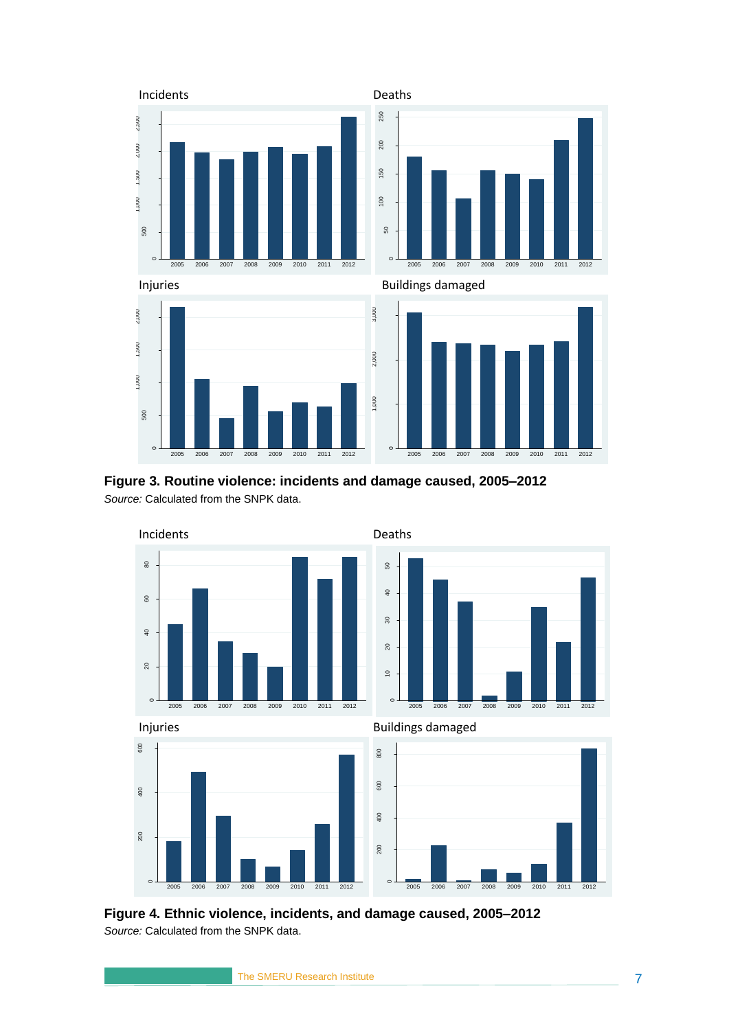**Figure 3. Routine violence: incidents and damage caused, 2005–2012**

*Source:* Calculated from the SNPK data.

**Figure 4. Ethnic violence, incidents, and damage caused, 2005–2012**

*Source:* Calculated from the SNPK data.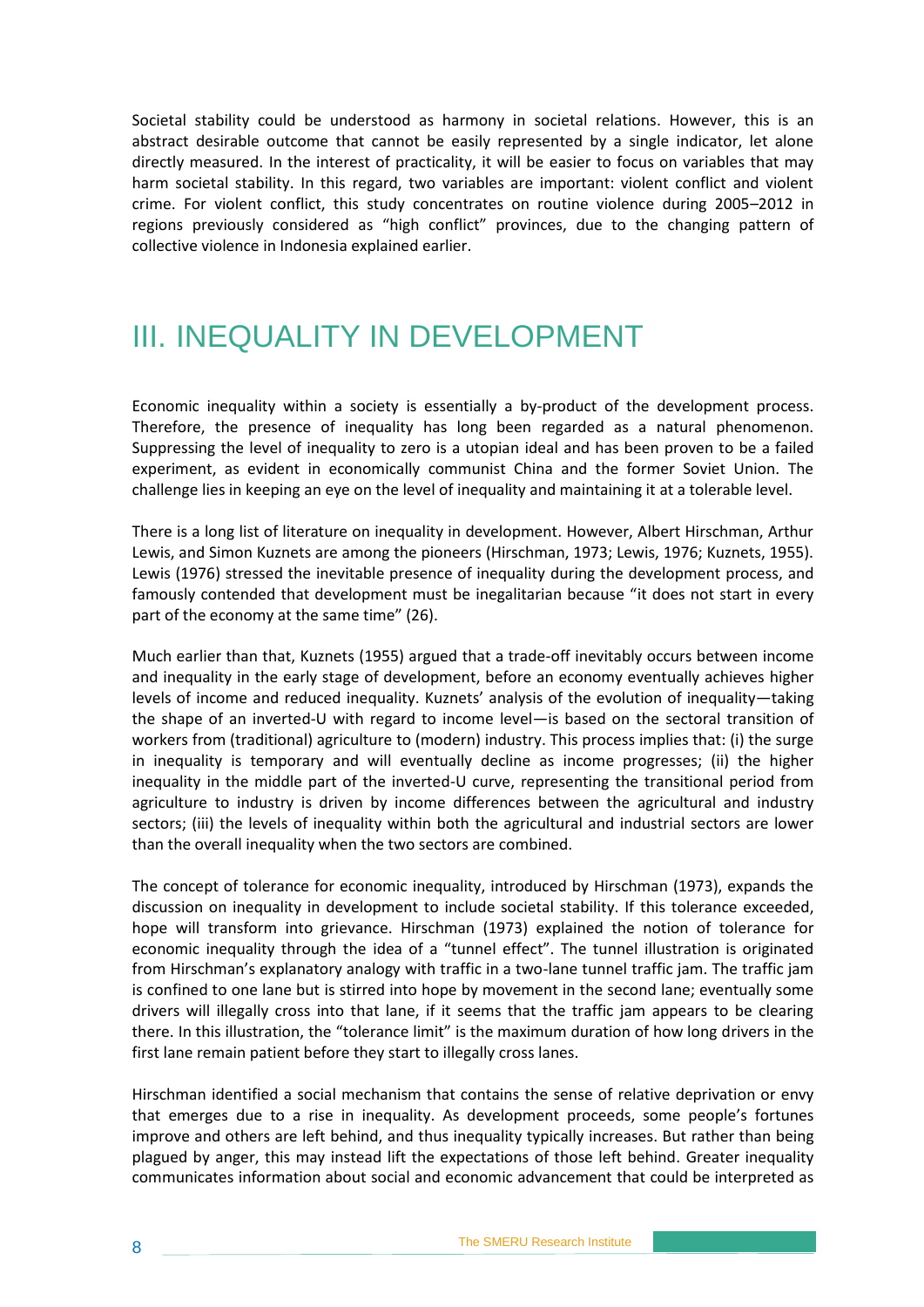Societal stability could be understood as harmony in societal relations. However, this is an abstract desirable outcome that cannot be easily represented by a single indicator, let alone directly measured. In the interest of practicality, it will be easier to focus on variables that may harm societal stability. In this regard, two variables are important: violent conflict and violent crime. For violent conflict, this study concentrates on routine violence during 2005–2012 in regions previously considered as "high conflict" provinces, due to the changing pattern of collective violence in Indonesia explained earlier.

# III. INEQUALITY IN DEVELOPMENT

Economic inequality within a society is essentially a by-product of the development process. Therefore, the presence of inequality has long been regarded as a natural phenomenon. Suppressing the level of inequality to zero is a utopian ideal and has been proven to be a failed experiment, as evident in economically communist China and the former Soviet Union. The challenge lies in keeping an eye on the level of inequality and maintaining it at a tolerable level.

There is a long list of literature on inequality in development. However, Albert Hirschman, Arthur Lewis, and Simon Kuznets are among the pioneers (Hirschman, 1973; Lewis, 1976; Kuznets, 1955). Lewis (1976) stressed the inevitable presence of inequality during the development process, and famously contended that development must be inegalitarian because "it does not start in every part of the economy at the same time" (26).

Much earlier than that, Kuznets (1955) argued that a trade-off inevitably occurs between income and inequality in the early stage of development, before an economy eventually achieves higher levels of income and reduced inequality. Kuznets' analysis of the evolution of inequality—taking the shape of an inverted-U with regard to income level—is based on the sectoral transition of workers from (traditional) agriculture to (modern) industry. This process implies that: (i) the surge in inequality is temporary and will eventually decline as income progresses; (ii) the higher inequality in the middle part of the inverted-U curve, representing the transitional period from agriculture to industry is driven by income differences between the agricultural and industry sectors; (iii) the levels of inequality within both the agricultural and industrial sectors are lower than the overall inequality when the two sectors are combined.

The concept of tolerance for economic inequality, introduced by Hirschman (1973), expands the discussion on inequality in development to include societal stability. If this tolerance exceeded, hope will transform into grievance. Hirschman (1973) explained the notion of tolerance for economic inequality through the idea of a "tunnel effect". The tunnel illustration is originated from Hirschman's explanatory analogy with traffic in a two-lane tunnel traffic jam. The traffic jam is confined to one lane but is stirred into hope by movement in the second lane; eventually some drivers will illegally cross into that lane, if it seems that the traffic jam appears to be clearing there. In this illustration, the "tolerance limit" is the maximum duration of how long drivers in the first lane remain patient before they start to illegally cross lanes.

Hirschman identified a social mechanism that contains the sense of relative deprivation or envy that emerges due to a rise in inequality. As development proceeds, some people's fortunes improve and others are left behind, and thus inequality typically increases. But rather than being plagued by anger, this may instead lift the expectations of those left behind. Greater inequality communicates information about social and economic advancement that could be interpreted as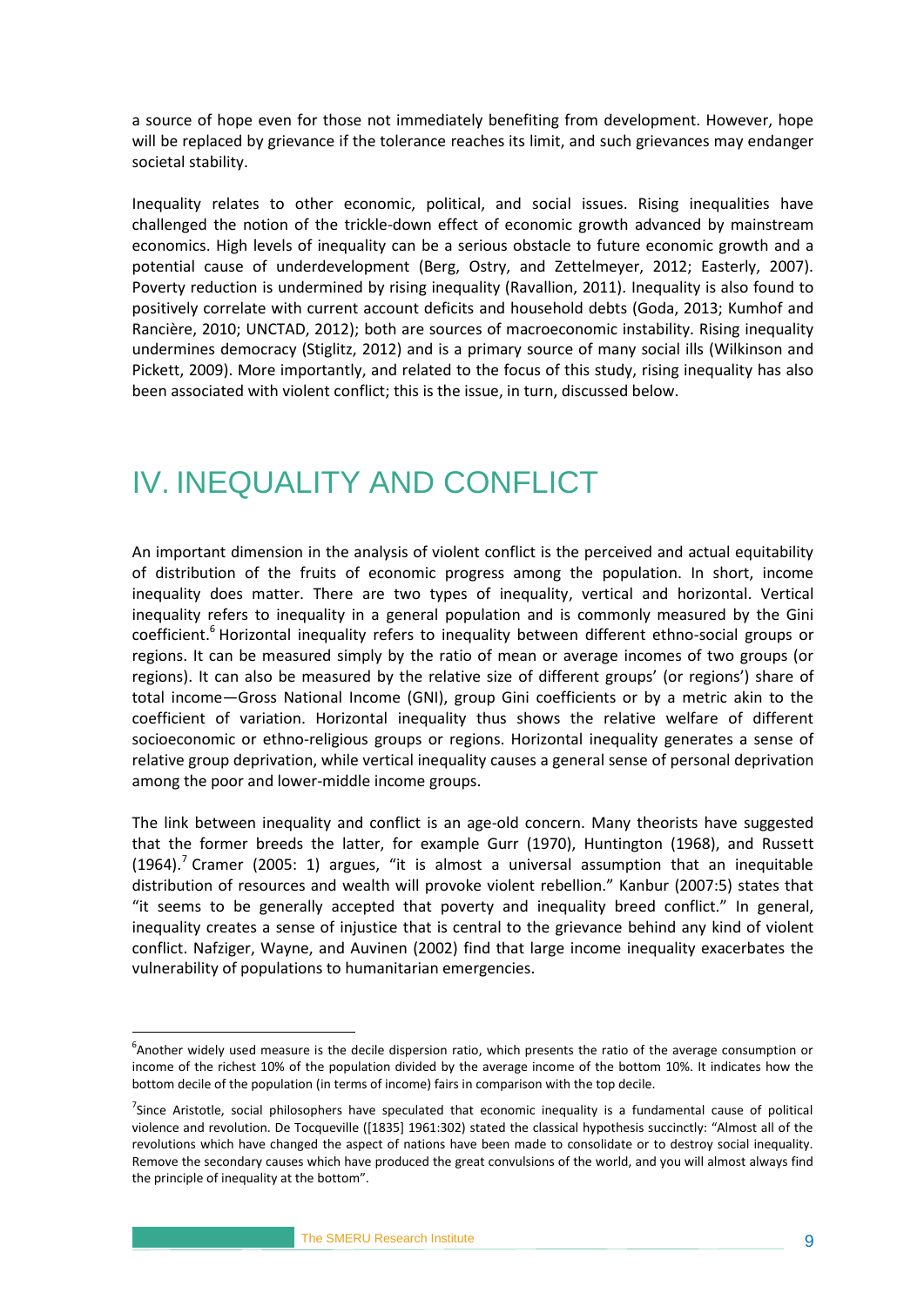a source of hope even for those not immediately benefiting from development. However, hope will be replaced by grievance if the tolerance reaches its limit, and such grievances may endanger societal stability.

Inequality relates to other economic, political, and social issues. Rising inequalities have challenged the notion of the trickle-down effect of economic growth advanced by mainstream economics. High levels of inequality can be a serious obstacle to future economic growth and a potential cause of underdevelopment (Berg, Ostry, and Zettelmeyer, 2012; Easterly, 2007). Poverty reduction is undermined by rising inequality (Ravallion, 2011). Inequality is also found to positively correlate with current account deficits and household debts (Goda, 2013; Kumhof and Rancière, 2010; UNCTAD, 2012); both are sources of macroeconomic instability. Rising inequality undermines democracy (Stiglitz, 2012) and is a primary source of many social ills (Wilkinson and Pickett, 2009). More importantly, and related to the focus of this study, rising inequality has also been associated with violent conflict; this is the issue, in turn, discussed below.

# IV. INEQUALITY AND CONFLICT

An important dimension in the analysis of violent conflict is the perceived and actual equitability of distribution of the fruits of economic progress among the population. In short, income inequality does matter. There are two types of inequality, vertical and horizontal. Vertical inequality refers to inequality in a general population and is commonly measured by the Gini coefficient.[6] Horizontal inequality refers to inequality between different ethno-social groups or regions. It can be measured simply by the ratio of mean or average incomes of two groups (or regions). It can also be measured by the relative size of different groups' (or regions') share of total income—Gross National Income (GNI), group Gini coefficients or by a metric akin to the coefficient of variation. Horizontal inequality thus shows the relative welfare of different socioeconomic or ethno-religious groups or regions. Horizontal inequality generates a sense of relative group deprivation, while vertical inequality causes a general sense of personal deprivation among the poor and lower-middle income groups.

The link between inequality and conflict is an age-old concern. Many theorists have suggested that the former breeds the latter, for example Gurr (1970), Huntington (1968), and Russett (1964).[7] Cramer (2005: 1) argues, "it is almost a universal assumption that an inequitable distribution of resources and wealth will provoke violent rebellion." Kanbur (2007:5) states that "it seems to be generally accepted that poverty and inequality breed conflict." In general, inequality creates a sense of injustice that is central to the grievance behind any kind of violent conflict. Nafziger, Wayne, and Auvinen (2002) find that large income inequality exacerbates the vulnerability of populations to humanitarian emergencies.

---

[6] Another widely used measure is the decile dispersion ratio, which presents the ratio of the average consumption or income of the richest 10% of the population divided by the average income of the bottom 10%. It indicates how the bottom decile of the population (in terms of income) fairs in comparison with the top decile.

[7] Since Aristotle, social philosophers have speculated that economic inequality is a fundamental cause of political violence and revolution. De Tocqueville ([1835] 1961:302) stated the classical hypothesis succinctly: "Almost all of the revolutions which have changed the aspect of nations have been made to consolidate or to destroy social inequality. Remove the secondary causes which have produced the great convulsions of the world, and you will almost always find the principle of inequality at the bottom".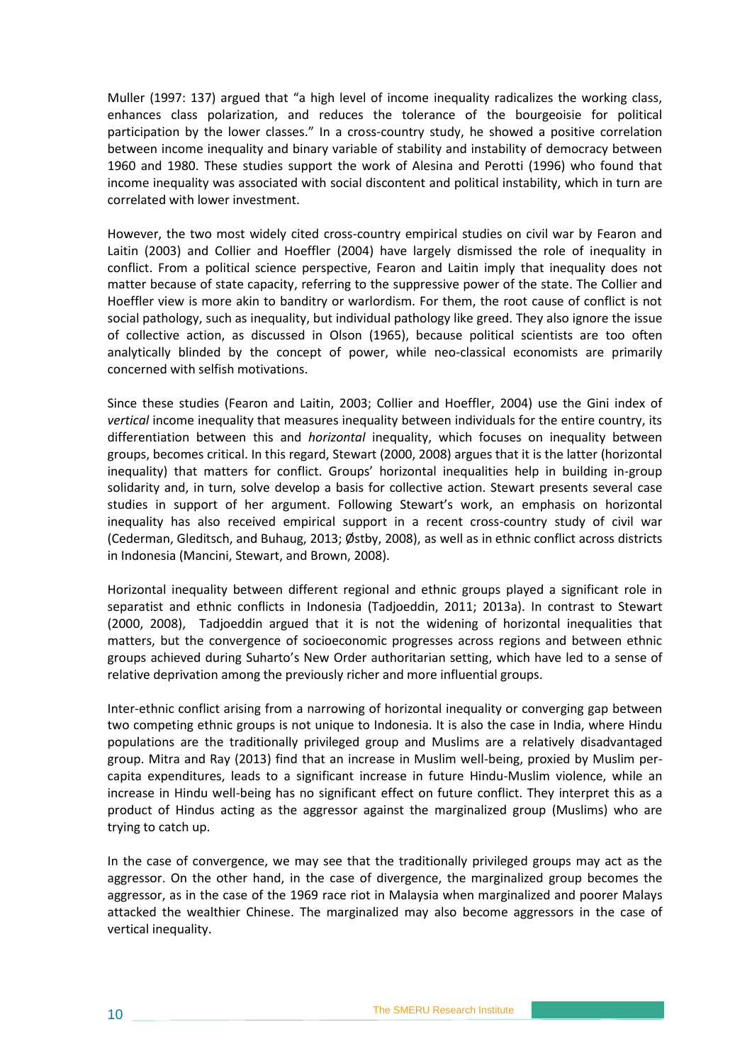Muller (1997: 137) argued that “a high level of income inequality radicalizes the working class, enhances class polarization, and reduces the tolerance of the bourgeoisie for political participation by the lower classes.” In a cross-country study, he showed a positive correlation between income inequality and binary variable of stability and instability of democracy between 1960 and 1980. These studies support the work of Alesina and Perotti (1996) who found that income inequality was associated with social discontent and political instability, which in turn are correlated with lower investment.

However, the two most widely cited cross-country empirical studies on civil war by Fearon and Laitin (2003) and Collier and Hoeffler (2004) have largely dismissed the role of inequality in conflict. From a political science perspective, Fearon and Laitin imply that inequality does not matter because of state capacity, referring to the suppressive power of the state. The Collier and Hoeffler view is more akin to banditry or warlordism. For them, the root cause of conflict is not social pathology, such as inequality, but individual pathology like greed. They also ignore the issue of collective action, as discussed in Olson (1965), because political scientists are too often analytically blinded by the concept of power, while neo-classical economists are primarily concerned with selfish motivations.

Since these studies (Fearon and Laitin, 2003; Collier and Hoeffler, 2004) use the Gini index of *vertical* income inequality that measures inequality between individuals for the entire country, its differentiation between this and *horizontal* inequality, which focuses on inequality between groups, becomes critical. In this regard, Stewart (2000, 2008) argues that it is the latter (horizontal inequality) that matters for conflict. Groups’ horizontal inequalities help in building in-group solidarity and, in turn, solve develop a basis for collective action. Stewart presents several case studies in support of her argument. Following Stewart’s work, an emphasis on horizontal inequality has also received empirical support in a recent cross-country study of civil war (Cederman, Gleditsch, and Buhaug, 2013; Østby, 2008), as well as in ethnic conflict across districts in Indonesia (Mancini, Stewart, and Brown, 2008).

Horizontal inequality between different regional and ethnic groups played a significant role in separatist and ethnic conflicts in Indonesia (Tadjoeddin, 2011; 2013a). In contrast to Stewart (2000, 2008), Tadjoeddin argued that it is not the widening of horizontal inequalities that matters, but the convergence of socioeconomic progresses across regions and between ethnic groups achieved during Suharto’s New Order authoritarian setting, which have led to a sense of relative deprivation among the previously richer and more influential groups.

Inter-ethnic conflict arising from a narrowing of horizontal inequality or converging gap between two competing ethnic groups is not unique to Indonesia. It is also the case in India, where Hindu populations are the traditionally privileged group and Muslims are a relatively disadvantaged group. Mitra and Ray (2013) find that an increase in Muslim well-being, proxied by Muslim per-capita expenditures, leads to a significant increase in future Hindu-Muslim violence, while an increase in Hindu well-being has no significant effect on future conflict. They interpret this as a product of Hindus acting as the aggressor against the marginalized group (Muslims) who are trying to catch up.

In the case of convergence, we may see that the traditionally privileged groups may act as the aggressor. On the other hand, in the case of divergence, the marginalized group becomes the aggressor, as in the case of the 1969 race riot in Malaysia when marginalized and poorer Malays attacked the wealthier Chinese. The marginalized may also become aggressors in the case of vertical inequality.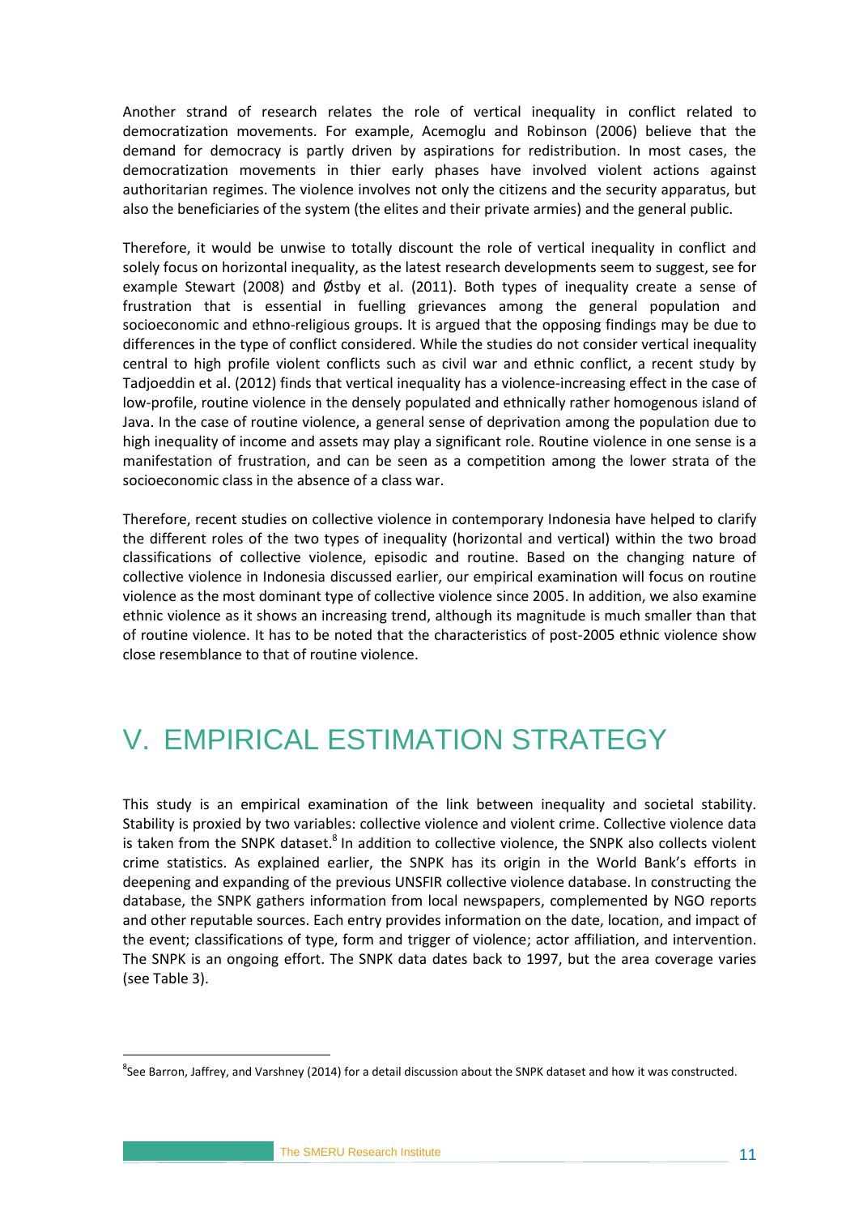Another strand of research relates the role of vertical inequality in conflict related to democratization movements. For example, Acemoglu and Robinson (2006) believe that the demand for democracy is partly driven by aspirations for redistribution. In most cases, the democratization movements in thier early phases have involved violent actions against authoritarian regimes. The violence involves not only the citizens and the security apparatus, but also the beneficiaries of the system (the elites and their private armies) and the general public.

Therefore, it would be unwise to totally discount the role of vertical inequality in conflict and solely focus on horizontal inequality, as the latest research developments seem to suggest, see for example Stewart (2008) and Østby et al. (2011). Both types of inequality create a sense of frustration that is essential in fuelling grievances among the general population and socioeconomic and ethno-religious groups. It is argued that the opposing findings may be due to differences in the type of conflict considered. While the studies do not consider vertical inequality central to high profile violent conflicts such as civil war and ethnic conflict, a recent study by Tadjoeddin et al. (2012) finds that vertical inequality has a violence-increasing effect in the case of low-profile, routine violence in the densely populated and ethnically rather homogenous island of Java. In the case of routine violence, a general sense of deprivation among the population due to high inequality of income and assets may play a significant role. Routine violence in one sense is a manifestation of frustration, and can be seen as a competition among the lower strata of the socioeconomic class in the absence of a class war.

Therefore, recent studies on collective violence in contemporary Indonesia have helped to clarify the different roles of the two types of inequality (horizontal and vertical) within the two broad classifications of collective violence, episodic and routine. Based on the changing nature of collective violence in Indonesia discussed earlier, our empirical examination will focus on routine violence as the most dominant type of collective violence since 2005. In addition, we also examine ethnic violence as it shows an increasing trend, although its magnitude is much smaller than that of routine violence. It has to be noted that the characteristics of post-2005 ethnic violence show close resemblance to that of routine violence.

# V. EMPIRICAL ESTIMATION STRATEGY

This study is an empirical examination of the link between inequality and societal stability. Stability is proxied by two variables: collective violence and violent crime. Collective violence data is taken from the SNPK dataset.[8] In addition to collective violence, the SNPK also collects violent crime statistics. As explained earlier, the SNPK has its origin in the World Bank's efforts in deepening and expanding of the previous UNSFIR collective violence database. In constructing the database, the SNPK gathers information from local newspapers, complemented by NGO reports and other reputable sources. Each entry provides information on the date, location, and impact of the event; classifications of type, form and trigger of violence; actor affiliation, and intervention. The SNPK is an ongoing effort. The SNPK data dates back to 1997, but the area coverage varies (see Table 3).

---

[8] See Barron, Jaffrey, and Varshney (2014) for a detail discussion about the SNPK dataset and how it was constructed.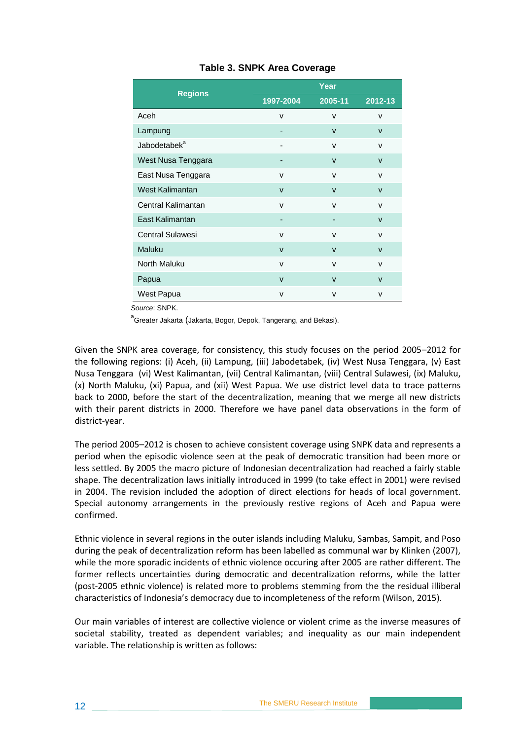**Table 3. SNPK Area Coverage**

| Regions | Year | | |
|---|---|---|---|
| | 1997-2004 | 2005-11 | 2012-13 |
| Aceh | v | v | v |
| Lampung | - | v | v |
| Jabodetabek[a] | - | v | v |
| West Nusa Tenggara | - | v | v |
| East Nusa Tenggara | v | v | v |
| West Kalimantan | v | v | v |
| Central Kalimantan | v | v | v |
| East Kalimantan | - | - | v |
| Central Sulawesi | v | v | v |
| Maluku | v | v | v |
| North Maluku | v | v | v |
| Papua | v | v | v |
| West Papua | v | v | v |

*Source*: SNPK.

[a]Greater Jakarta (Jakarta, Bogor, Depok, Tangerang, and Bekasi).

Given the SNPK area coverage, for consistency, this study focuses on the period 2005–2012 for the following regions: (i) Aceh, (ii) Lampung, (iii) Jabodetabek, (iv) West Nusa Tenggara, (v) East Nusa Tenggara (vi) West Kalimantan, (vii) Central Kalimantan, (viii) Central Sulawesi, (ix) Maluku, (x) North Maluku, (xi) Papua, and (xii) West Papua. We use district level data to trace patterns back to 2000, before the start of the decentralization, meaning that we merge all new districts with their parent districts in 2000. Therefore we have panel data observations in the form of district-year.

The period 2005–2012 is chosen to achieve consistent coverage using SNPK data and represents a period when the episodic violence seen at the peak of democratic transition had been more or less settled. By 2005 the macro picture of Indonesian decentralization had reached a fairly stable shape. The decentralization laws initially introduced in 1999 (to take effect in 2001) were revised in 2004. The revision included the adoption of direct elections for heads of local government. Special autonomy arrangements in the previously restive regions of Aceh and Papua were confirmed.

Ethnic violence in several regions in the outer islands including Maluku, Sambas, Sampit, and Poso during the peak of decentralization reform has been labelled as communal war by Klinken (2007), while the more sporadic incidents of ethnic violence occuring after 2005 are rather different. The former reflects uncertainties during democratic and decentralization reforms, while the latter (post-2005 ethnic violence) is related more to problems stemming from the the residual illiberal characteristics of Indonesia's democracy due to incompleteness of the reform (Wilson, 2015).

Our main variables of interest are collective violence or violent crime as the inverse measures of societal stability, treated as dependent variables; and inequality as our main independent variable. The relationship is written as follows: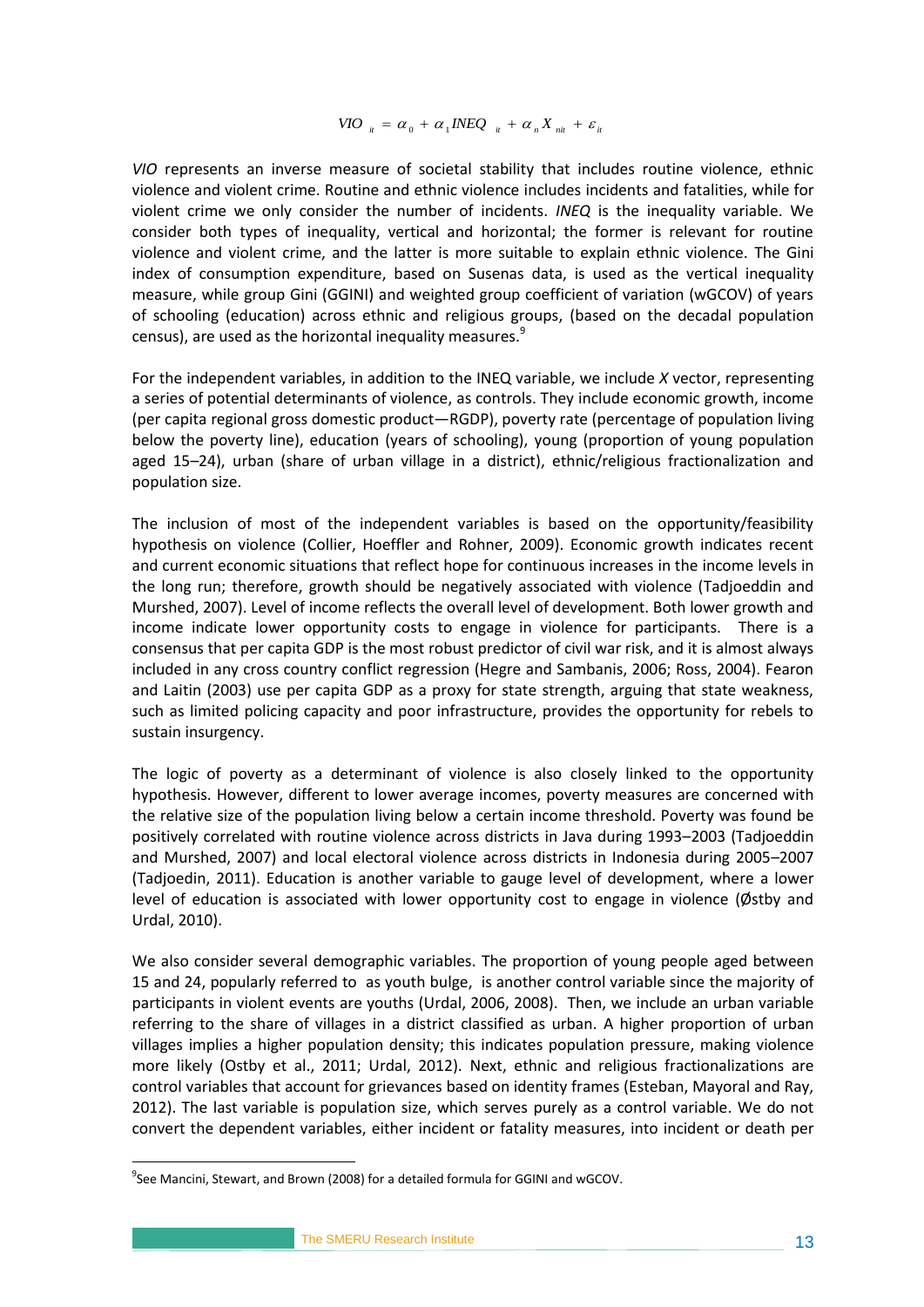$$VIO_{it} = \alpha_0 + \alpha_1 INEQ_{it} + \alpha_n X_{nit} + \varepsilon_{it}$$

*VIO* represents an inverse measure of societal stability that includes routine violence, ethnic violence and violent crime. Routine and ethnic violence includes incidents and fatalities, while for violent crime we only consider the number of incidents. *INEQ* is the inequality variable. We consider both types of inequality, vertical and horizontal; the former is relevant for routine violence and violent crime, and the latter is more suitable to explain ethnic violence. The Gini index of consumption expenditure, based on Susenas data, is used as the vertical inequality measure, while group Gini (GGINI) and weighted group coefficient of variation (wGCOV) of years of schooling (education) across ethnic and religious groups, (based on the decadal population census), are used as the horizontal inequality measures.[9]

For the independent variables, in addition to the INEQ variable, we include *X* vector, representing a series of potential determinants of violence, as controls. They include economic growth, income (per capita regional gross domestic product—RGDP), poverty rate (percentage of population living below the poverty line), education (years of schooling), young (proportion of young population aged 15–24), urban (share of urban village in a district), ethnic/religious fractionalization and population size.

The inclusion of most of the independent variables is based on the opportunity/feasibility hypothesis on violence (Collier, Hoeffler and Rohner, 2009). Economic growth indicates recent and current economic situations that reflect hope for continuous increases in the income levels in the long run; therefore, growth should be negatively associated with violence (Tadjoeddin and Murshed, 2007). Level of income reflects the overall level of development. Both lower growth and income indicate lower opportunity costs to engage in violence for participants. There is a consensus that per capita GDP is the most robust predictor of civil war risk, and it is almost always included in any cross country conflict regression (Hegre and Sambanis, 2006; Ross, 2004). Fearon and Laitin (2003) use per capita GDP as a proxy for state strength, arguing that state weakness, such as limited policing capacity and poor infrastructure, provides the opportunity for rebels to sustain insurgency.

The logic of poverty as a determinant of violence is also closely linked to the opportunity hypothesis. However, different to lower average incomes, poverty measures are concerned with the relative size of the population living below a certain income threshold. Poverty was found be positively correlated with routine violence across districts in Java during 1993–2003 (Tadjoeddin and Murshed, 2007) and local electoral violence across districts in Indonesia during 2005–2007 (Tadjoedin, 2011). Education is another variable to gauge level of development, where a lower level of education is associated with lower opportunity cost to engage in violence (Østby and Urdal, 2010).

We also consider several demographic variables. The proportion of young people aged between 15 and 24, popularly referred to as youth bulge, is another control variable since the majority of participants in violent events are youths (Urdal, 2006, 2008). Then, we include an urban variable referring to the share of villages in a district classified as urban. A higher proportion of urban villages implies a higher population density; this indicates population pressure, making violence more likely (Ostby et al., 2011; Urdal, 2012). Next, ethnic and religious fractionalizations are control variables that account for grievances based on identity frames (Esteban, Mayoral and Ray, 2012). The last variable is population size, which serves purely as a control variable. We do not convert the dependent variables, either incident or fatality measures, into incident or death per

[9]See Mancini, Stewart, and Brown (2008) for a detailed formula for GGINI and wGCOV.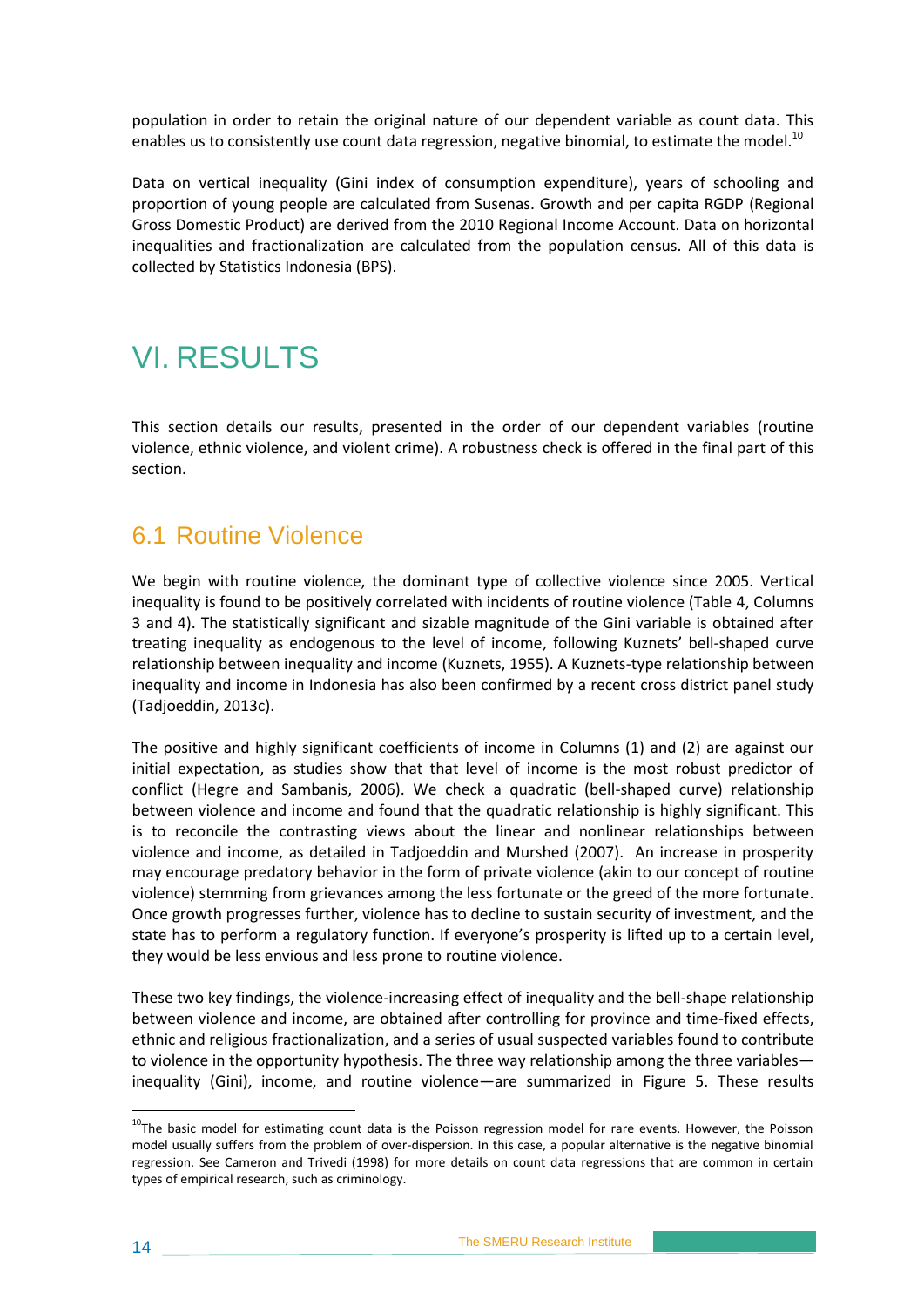population in order to retain the original nature of our dependent variable as count data. This enables us to consistently use count data regression, negative binomial, to estimate the model.[10]

Data on vertical inequality (Gini index of consumption expenditure), years of schooling and proportion of young people are calculated from Susenas. Growth and per capita RGDP (Regional Gross Domestic Product) are derived from the 2010 Regional Income Account. Data on horizontal inequalities and fractionalization are calculated from the population census. All of this data is collected by Statistics Indonesia (BPS).

# VI. RESULTS

This section details our results, presented in the order of our dependent variables (routine violence, ethnic violence, and violent crime). A robustness check is offered in the final part of this section.

## 6.1 Routine Violence

We begin with routine violence, the dominant type of collective violence since 2005. Vertical inequality is found to be positively correlated with incidents of routine violence (Table 4, Columns 3 and 4). The statistically significant and sizable magnitude of the Gini variable is obtained after treating inequality as endogenous to the level of income, following Kuznets' bell-shaped curve relationship between inequality and income (Kuznets, 1955). A Kuznets-type relationship between inequality and income in Indonesia has also been confirmed by a recent cross district panel study (Tadjoeddin, 2013c).

The positive and highly significant coefficients of income in Columns (1) and (2) are against our initial expectation, as studies show that that level of income is the most robust predictor of conflict (Hegre and Sambanis, 2006). We check a quadratic (bell-shaped curve) relationship between violence and income and found that the quadratic relationship is highly significant. This is to reconcile the contrasting views about the linear and nonlinear relationships between violence and income, as detailed in Tadjoeddin and Murshed (2007). An increase in prosperity may encourage predatory behavior in the form of private violence (akin to our concept of routine violence) stemming from grievances among the less fortunate or the greed of the more fortunate. Once growth progresses further, violence has to decline to sustain security of investment, and the state has to perform a regulatory function. If everyone's prosperity is lifted up to a certain level, they would be less envious and less prone to routine violence.

These two key findings, the violence-increasing effect of inequality and the bell-shape relationship between violence and income, are obtained after controlling for province and time-fixed effects, ethnic and religious fractionalization, and a series of usual suspected variables found to contribute to violence in the opportunity hypothesis. The three way relationship among the three variables—inequality (Gini), income, and routine violence—are summarized in Figure 5. These results

[10]The basic model for estimating count data is the Poisson regression model for rare events. However, the Poisson model usually suffers from the problem of over-dispersion. In this case, a popular alternative is the negative binomial regression. See Cameron and Trivedi (1998) for more details on count data regressions that are common in certain types of empirical research, such as criminology.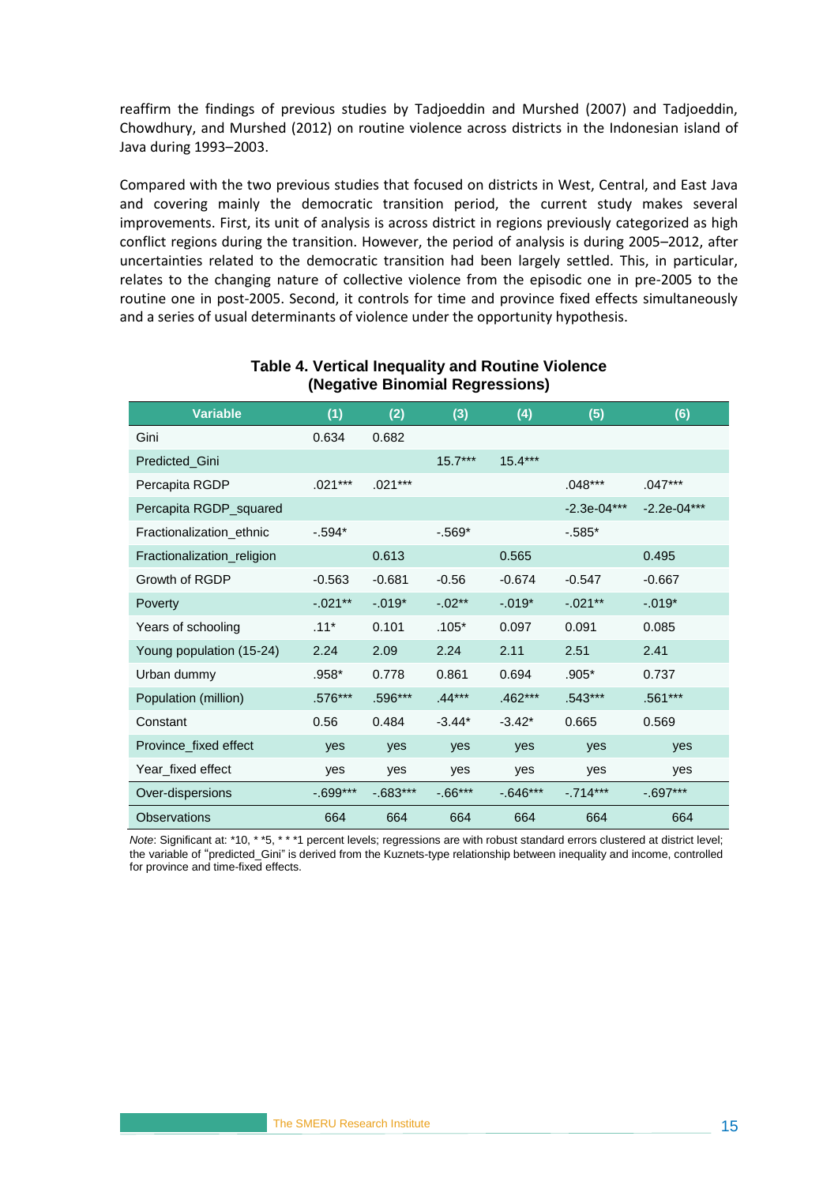reaffirm the findings of previous studies by Tadjoeddin and Murshed (2007) and Tadjoeddin, Chowdhury, and Murshed (2012) on routine violence across districts in the Indonesian island of Java during 1993–2003.

Compared with the two previous studies that focused on districts in West, Central, and East Java and covering mainly the democratic transition period, the current study makes several improvements. First, its unit of analysis is across district in regions previously categorized as high conflict regions during the transition. However, the period of analysis is during 2005–2012, after uncertainties related to the democratic transition had been largely settled. This, in particular, relates to the changing nature of collective violence from the episodic one in pre-2005 to the routine one in post-2005. Second, it controls for time and province fixed effects simultaneously and a series of usual determinants of violence under the opportunity hypothesis.

**Table 4. Vertical Inequality and Routine Violence (Negative Binomial Regressions)**

| Variable | (1) | (2) | (3) | (4) | (5) | (6) |
|---|---|---|---|---|---|---|
| Gini | 0.634 | 0.682 | | | | |
| Predicted_Gini | | | 15.7*** | 15.4*** | | |
| Percapita RGDP | .021*** | .021*** | | | .048*** | .047*** |
| Percapita RGDP_squared | | | | | -2.3e-04*** | -2.2e-04*** |
| Fractionalization_ethnic | -.594* | | -.569* | | -.585* | |
| Fractionalization_religion | | 0.613 | | 0.565 | | 0.495 |
| Growth of RGDP | -0.563 | -0.681 | -0.56 | -0.674 | -0.547 | -0.667 |
| Poverty | -.021** | -.019* | -.02** | -.019* | -.021** | -.019* |
| Years of schooling | .11* | 0.101 | .105* | 0.097 | 0.091 | 0.085 |
| Young population (15-24) | 2.24 | 2.09 | 2.24 | 2.11 | 2.51 | 2.41 |
| Urban dummy | .958* | 0.778 | 0.861 | 0.694 | .905* | 0.737 |
| Population (million) | .576*** | .596*** | .44*** | .462*** | .543*** | .561*** |
| Constant | 0.56 | 0.484 | -3.44* | -3.42* | 0.665 | 0.569 |
| Province_fixed effect | yes | yes | yes | yes | yes | yes |
| Year_fixed effect | yes | yes | yes | yes | yes | yes |
| Over-dispersions | -.699*** | -.683*** | -.66*** | -.646*** | -.714*** | -.697*** |
| Observations | 664 | 664 | 664 | 664 | 664 | 664 |

*Note*: Significant at: *10, * *5, * * *1 percent levels; regressions are with robust standard errors clustered at district level; the variable of "predicted_Gini" is derived from the Kuznets-type relationship between inequality and income, controlled for province and time-fixed effects.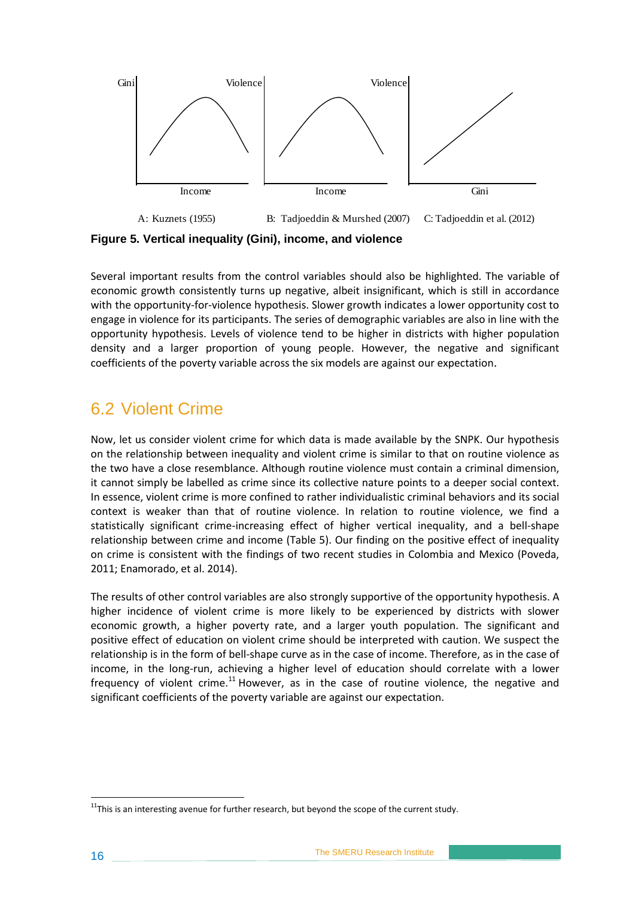A: Kuznets (1955) B: Tadjoeddin & Murshed (2007) C: Tadjoeddin et al. (2012)

**Figure 5. Vertical inequality (Gini), income, and violence**

Several important results from the control variables should also be highlighted. The variable of economic growth consistently turns up negative, albeit insignificant, which is still in accordance with the opportunity-for-violence hypothesis. Slower growth indicates a lower opportunity cost to engage in violence for its participants. The series of demographic variables are also in line with the opportunity hypothesis. Levels of violence tend to be higher in districts with higher population density and a larger proportion of young people. However, the negative and significant coefficients of the poverty variable across the six models are against our expectation.

## 6.2 Violent Crime

Now, let us consider violent crime for which data is made available by the SNPK. Our hypothesis on the relationship between inequality and violent crime is similar to that on routine violence as the two have a close resemblance. Although routine violence must contain a criminal dimension, it cannot simply be labelled as crime since its collective nature points to a deeper social context. In essence, violent crime is more confined to rather individualistic criminal behaviors and its social context is weaker than that of routine violence. In relation to routine violence, we find a statistically significant crime-increasing effect of higher vertical inequality, and a bell-shape relationship between crime and income (Table 5). Our finding on the positive effect of inequality on crime is consistent with the findings of two recent studies in Colombia and Mexico (Poveda, 2011; Enamorado, et al. 2014).

The results of other control variables are also strongly supportive of the opportunity hypothesis. A higher incidence of violent crime is more likely to be experienced by districts with slower economic growth, a higher poverty rate, and a larger youth population. The significant and positive effect of education on violent crime should be interpreted with caution. We suspect the relationship is in the form of bell-shape curve as in the case of income. Therefore, as in the case of income, in the long-run, achieving a higher level of education should correlate with a lower frequency of violent crime.[11] However, as in the case of routine violence, the negative and significant coefficients of the poverty variable are against our expectation.

[11] This is an interesting avenue for further research, but beyond the scope of the current study.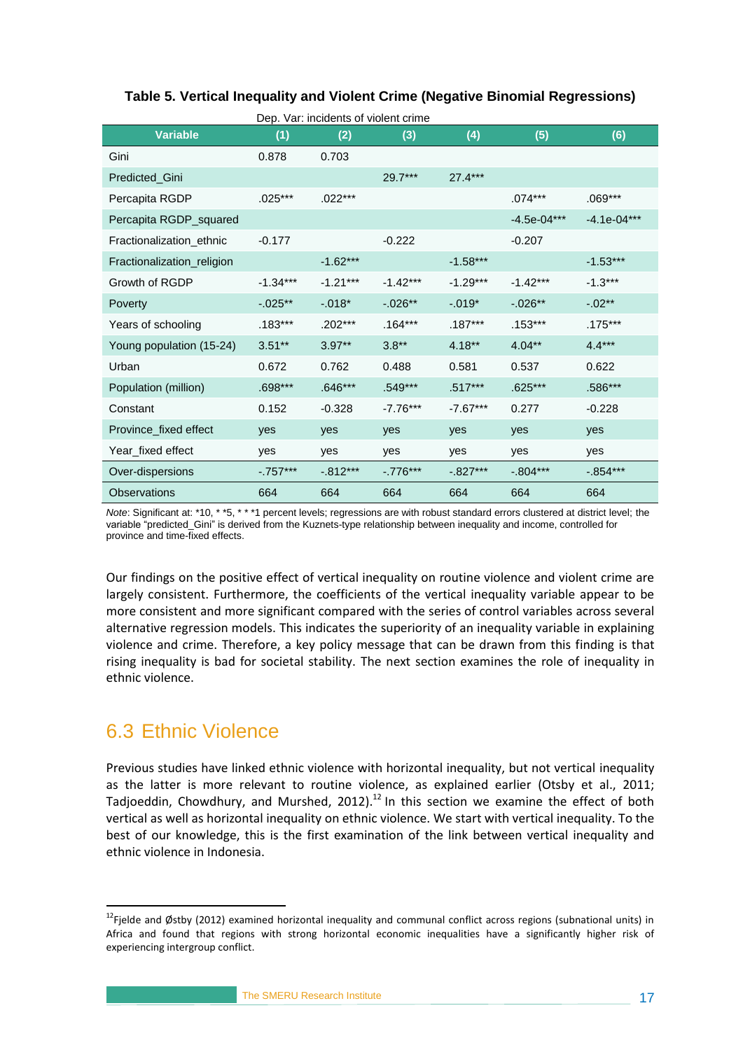**Table 5. Vertical Inequality and Violent Crime (Negative Binomial Regressions)**

Dep. Var: incidents of violent crime

| Variable | (1) | (2) | (3) | (4) | (5) | (6) |
|---|---|---|---|---|---|---|
| Gini | 0.878 | 0.703 | | | | |
| Predicted_Gini | | | 29.7*** | 27.4*** | | |
| Percapita RGDP | .025*** | .022*** | | | .074*** | .069*** |
| Percapita RGDP_squared | | | | | -4.5e-04*** | -4.1e-04*** |
| Fractionalization_ethnic | -0.177 | | -0.222 | | -0.207 | |
| Fractionalization_religion | | -1.62*** | | -1.58*** | | -1.53*** |
| Growth of RGDP | -1.34*** | -1.21*** | -1.42*** | -1.29*** | -1.42*** | -1.3*** |
| Poverty | -.025** | -.018* | -.026** | -.019* | -.026** | -.02** |
| Years of schooling | .183*** | .202*** | .164*** | .187*** | .153*** | .175*** |
| Young population (15-24) | 3.51** | 3.97** | 3.8** | 4.18** | 4.04** | 4.4*** |
| Urban | 0.672 | 0.762 | 0.488 | 0.581 | 0.537 | 0.622 |
| Population (million) | .698*** | .646*** | .549*** | .517*** | .625*** | .586*** |
| Constant | 0.152 | -0.328 | -7.76*** | -7.67*** | 0.277 | -0.228 |
| Province_fixed effect | yes | yes | yes | yes | yes | yes |
| Year_fixed effect | yes | yes | yes | yes | yes | yes |
| Over-dispersions | -.757*** | -.812*** | -.776*** | -.827*** | -.804*** | -.854*** |
| Observations | 664 | 664 | 664 | 664 | 664 | 664 |

*Note*: Significant at: *10, * *5, * * *1 percent levels; regressions are with robust standard errors clustered at district level; the variable "predicted_Gini" is derived from the Kuznets-type relationship between inequality and income, controlled for province and time-fixed effects.

Our findings on the positive effect of vertical inequality on routine violence and violent crime are largely consistent. Furthermore, the coefficients of the vertical inequality variable appear to be more consistent and more significant compared with the series of control variables across several alternative regression models. This indicates the superiority of an inequality variable in explaining violence and crime. Therefore, a key policy message that can be drawn from this finding is that rising inequality is bad for societal stability. The next section examines the role of inequality in ethnic violence.

## 6.3 Ethnic Violence

Previous studies have linked ethnic violence with horizontal inequality, but not vertical inequality as the latter is more relevant to routine violence, as explained earlier (Otsby et al., 2011; Tadjoeddin, Chowdhury, and Murshed, 2012).[12] In this section we examine the effect of both vertical as well as horizontal inequality on ethnic violence. We start with vertical inequality. To the best of our knowledge, this is the first examination of the link between vertical inequality and ethnic violence in Indonesia.

[12] Fjelde and Østby (2012) examined horizontal inequality and communal conflict across regions (subnational units) in Africa and found that regions with strong horizontal economic inequalities have a significantly higher risk of experiencing intergroup conflict.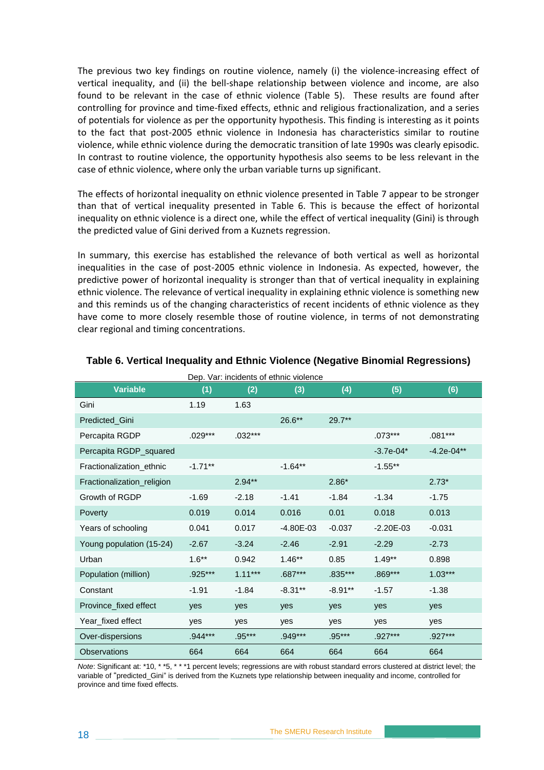The previous two key findings on routine violence, namely (i) the violence-increasing effect of vertical inequality, and (ii) the bell-shape relationship between violence and income, are also found to be relevant in the case of ethnic violence (Table 5). These results are found after controlling for province and time-fixed effects, ethnic and religious fractionalization, and a series of potentials for violence as per the opportunity hypothesis. This finding is interesting as it points to the fact that post-2005 ethnic violence in Indonesia has characteristics similar to routine violence, while ethnic violence during the democratic transition of late 1990s was clearly episodic. In contrast to routine violence, the opportunity hypothesis also seems to be less relevant in the case of ethnic violence, where only the urban variable turns up significant.

The effects of horizontal inequality on ethnic violence presented in Table 7 appear to be stronger than that of vertical inequality presented in Table 6. This is because the effect of horizontal inequality on ethnic violence is a direct one, while the effect of vertical inequality (Gini) is through the predicted value of Gini derived from a Kuznets regression.

In summary, this exercise has established the relevance of both vertical as well as horizontal inequalities in the case of post-2005 ethnic violence in Indonesia. As expected, however, the predictive power of horizontal inequality is stronger than that of vertical inequality in explaining ethnic violence. The relevance of vertical inequality in explaining ethnic violence is something new and this reminds us of the changing characteristics of recent incidents of ethnic violence as they have come to more closely resemble those of routine violence, in terms of not demonstrating clear regional and timing concentrations.

**Table 6. Vertical Inequality and Ethnic Violence (Negative Binomial Regressions)**

Dep. Var: incidents of ethnic violence

| Variable | (1) | (2) | (3) | (4) | (5) | (6) |
|---|---|---|---|---|---|---|
| Gini | 1.19 | 1.63 | | | | |
| Predicted_Gini | | | 26.6** | 29.7** | | |
| Percapita RGDP | .029*** | .032*** | | | .073*** | .081*** |
| Percapita RGDP_squared | | | | | -3.7e-04* | -4.2e-04** |
| Fractionalization_ethnic | -1.71** | | -1.64** | | -1.55** | |
| Fractionalization_religion | | 2.94** | | 2.86* | | 2.73* |
| Growth of RGDP | -1.69 | -2.18 | -1.41 | -1.84 | -1.34 | -1.75 |
| Poverty | 0.019 | 0.014 | 0.016 | 0.01 | 0.018 | 0.013 |
| Years of schooling | 0.041 | 0.017 | -4.80E-03 | -0.037 | -2.20E-03 | -0.031 |
| Young population (15-24) | -2.67 | -3.24 | -2.46 | -2.91 | -2.29 | -2.73 |
| Urban | 1.6** | 0.942 | 1.46** | 0.85 | 1.49** | 0.898 |
| Population (million) | .925*** | 1.11*** | .687*** | .835*** | .869*** | 1.03*** |
| Constant | -1.91 | -1.84 | -8.31** | -8.91** | -1.57 | -1.38 |
| Province_fixed effect | yes | yes | yes | yes | yes | yes |
| Year_fixed effect | yes | yes | yes | yes | yes | yes |
| Over-dispersions | .944*** | .95*** | .949*** | .95*** | .927*** | .927*** |
| Observations | 664 | 664 | 664 | 664 | 664 | 664 |

*Note*: Significant at: *10, * *5, * * *1 percent levels; regressions are with robust standard errors clustered at district level; the variable of "predicted_Gini" is derived from the Kuznets type relationship between inequality and income, controlled for province and time fixed effects.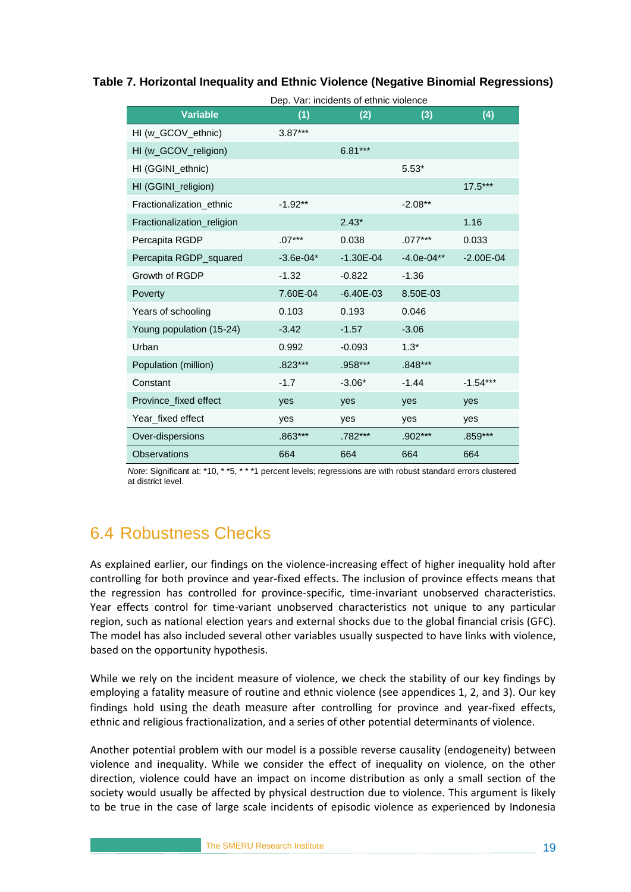**Table 7. Horizontal Inequality and Ethnic Violence (Negative Binomial Regressions)**

| | Dep. Var: incidents of ethnic violence | | | |
|---|---|---|---|---|
| **Variable** | **(1)** | **(2)** | **(3)** | **(4)** |
| HI (w_GCOV_ethnic) | 3.87*** | | | |
| HI (w_GCOV_religion) | | 6.81*** | | |
| HI (GGINI_ethnic) | | | 5.53* | |
| HI (GGINI_religion) | | | | 17.5*** |
| Fractionalization_ethnic | -1.92** | | -2.08** | |
| Fractionalization_religion | | 2.43* | | 1.16 |
| Percapita RGDP | .07*** | 0.038 | .077*** | 0.033 |
| Percapita RGDP_squared | -3.6e-04* | -1.30E-04 | -4.0e-04** | -2.00E-04 |
| Growth of RGDP | -1.32 | -0.822 | -1.36 | |
| Poverty | 7.60E-04 | -6.40E-03 | 8.50E-03 | |
| Years of schooling | 0.103 | 0.193 | 0.046 | |
| Young population (15-24) | -3.42 | -1.57 | -3.06 | |
| Urban | 0.992 | -0.093 | 1.3* | |
| Population (million) | .823*** | .958*** | .848*** | |
| Constant | -1.7 | -3.06* | -1.44 | -1.54*** |
| Province_fixed effect | yes | yes | yes | yes |
| Year_fixed effect | yes | yes | yes | yes |
| Over-dispersions | .863*** | .782*** | .902*** | .859*** |
| Observations | 664 | 664 | 664 | 664 |

*Note*: Significant at: *10, * *5, * * *1 percent levels; regressions are with robust standard errors clustered at district level.

## 6.4 Robustness Checks

As explained earlier, our findings on the violence-increasing effect of higher inequality hold after controlling for both province and year-fixed effects. The inclusion of province effects means that the regression has controlled for province-specific, time-invariant unobserved characteristics. Year effects control for time-variant unobserved characteristics not unique to any particular region, such as national election years and external shocks due to the global financial crisis (GFC). The model has also included several other variables usually suspected to have links with violence, based on the opportunity hypothesis.

While we rely on the incident measure of violence, we check the stability of our key findings by employing a fatality measure of routine and ethnic violence (see appendices 1, 2, and 3). Our key findings hold using the death measure after controlling for province and year-fixed effects, ethnic and religious fractionalization, and a series of other potential determinants of violence.

Another potential problem with our model is a possible reverse causality (endogeneity) between violence and inequality. While we consider the effect of inequality on violence, on the other direction, violence could have an impact on income distribution as only a small section of the society would usually be affected by physical destruction due to violence. This argument is likely to be true in the case of large scale incidents of episodic violence as experienced by Indonesia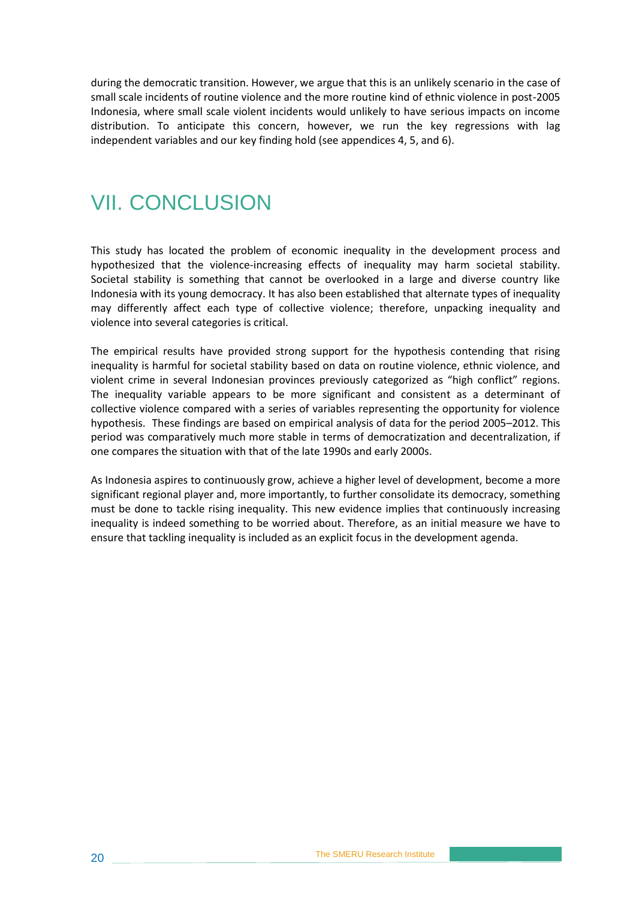during the democratic transition. However, we argue that this is an unlikely scenario in the case of small scale incidents of routine violence and the more routine kind of ethnic violence in post-2005 Indonesia, where small scale violent incidents would unlikely to have serious impacts on income distribution. To anticipate this concern, however, we run the key regressions with lag independent variables and our key finding hold (see appendices 4, 5, and 6).

# VII. CONCLUSION

This study has located the problem of economic inequality in the development process and hypothesized that the violence-increasing effects of inequality may harm societal stability. Societal stability is something that cannot be overlooked in a large and diverse country like Indonesia with its young democracy. It has also been established that alternate types of inequality may differently affect each type of collective violence; therefore, unpacking inequality and violence into several categories is critical.

The empirical results have provided strong support for the hypothesis contending that rising inequality is harmful for societal stability based on data on routine violence, ethnic violence, and violent crime in several Indonesian provinces previously categorized as "high conflict" regions. The inequality variable appears to be more significant and consistent as a determinant of collective violence compared with a series of variables representing the opportunity for violence hypothesis. These findings are based on empirical analysis of data for the period 2005–2012. This period was comparatively much more stable in terms of democratization and decentralization, if one compares the situation with that of the late 1990s and early 2000s.

As Indonesia aspires to continuously grow, achieve a higher level of development, become a more significant regional player and, more importantly, to further consolidate its democracy, something must be done to tackle rising inequality. This new evidence implies that continuously increasing inequality is indeed something to be worried about. Therefore, as an initial measure we have to ensure that tackling inequality is included as an explicit focus in the development agenda.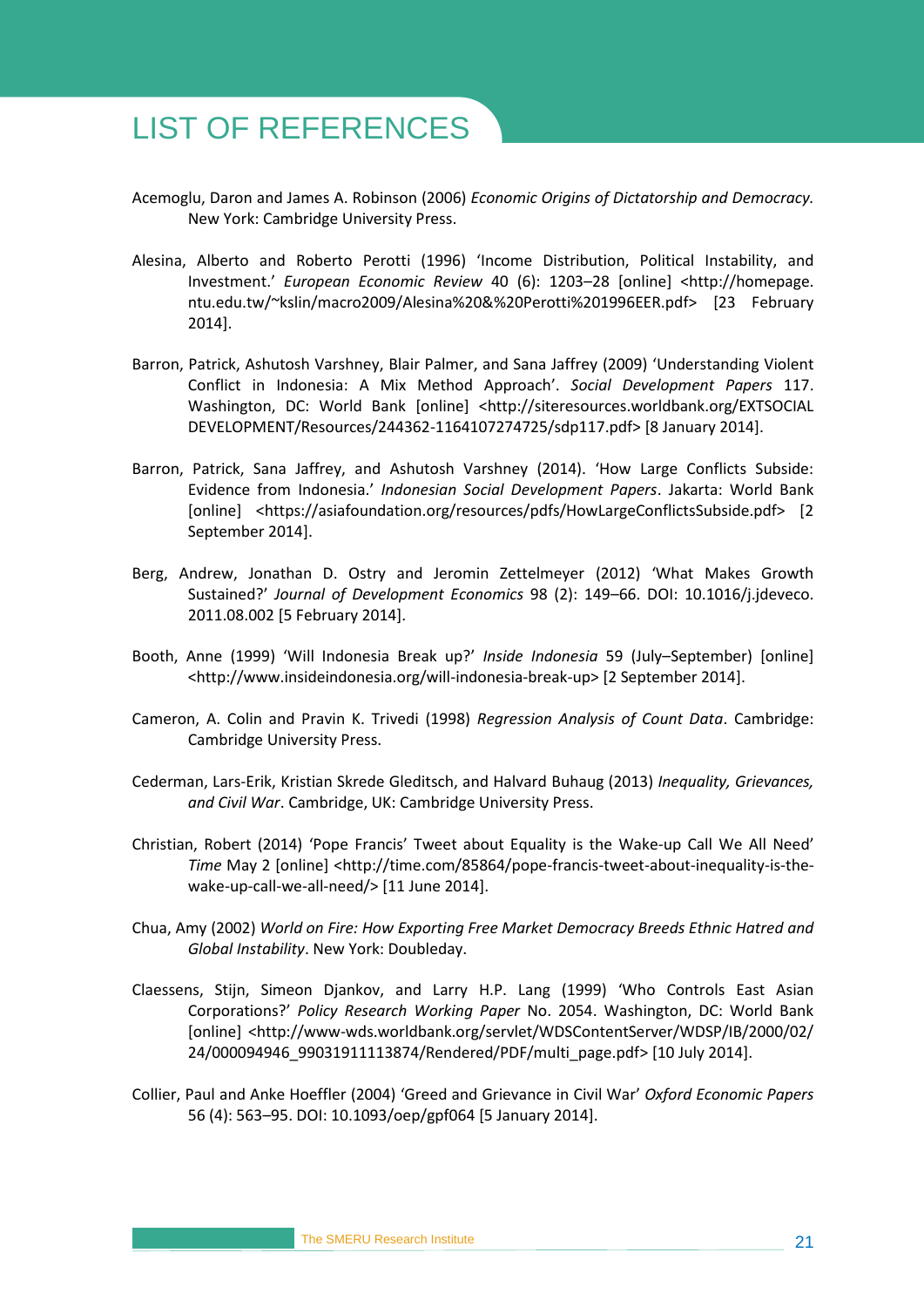# LIST OF REFERENCES

Acemoglu, Daron and James A. Robinson (2006) *Economic Origins of Dictatorship and Democracy.* New York: Cambridge University Press.

Alesina, Alberto and Roberto Perotti (1996) 'Income Distribution, Political Instability, and Investment.' *European Economic Review* 40 (6): 1203–28 [online] <http://homepage.ntu.edu.tw/~kslin/macro2009/Alesina%20&%20Perotti%201996EER.pdf> [23 February 2014].

Barron, Patrick, Ashutosh Varshney, Blair Palmer, and Sana Jaffrey (2009) 'Understanding Violent Conflict in Indonesia: A Mix Method Approach'. *Social Development Papers* 117. Washington, DC: World Bank [online] <http://siteresources.worldbank.org/EXTSOCIALDEVELOPMENT/Resources/244362-1164107274725/sdp117.pdf> [8 January 2014].

Barron, Patrick, Sana Jaffrey, and Ashutosh Varshney (2014). 'How Large Conflicts Subside: Evidence from Indonesia.' *Indonesian Social Development Papers*. Jakarta: World Bank [online] <https://asiafoundation.org/resources/pdfs/HowLargeConflictsSubside.pdf> [2 September 2014].

Berg, Andrew, Jonathan D. Ostry and Jeromin Zettelmeyer (2012) 'What Makes Growth Sustained?' *Journal of Development Economics* 98 (2): 149–66. DOI: 10.1016/j.jdeveco.2011.08.002 [5 February 2014].

Booth, Anne (1999) 'Will Indonesia Break up?' *Inside Indonesia* 59 (July–September) [online] <http://www.insideindonesia.org/will-indonesia-break-up> [2 September 2014].

Cameron, A. Colin and Pravin K. Trivedi (1998) *Regression Analysis of Count Data*. Cambridge: Cambridge University Press.

Cederman, Lars-Erik, Kristian Skrede Gleditsch, and Halvard Buhaug (2013) *Inequality, Grievances, and Civil War*. Cambridge, UK: Cambridge University Press.

Christian, Robert (2014) 'Pope Francis' Tweet about Equality is the Wake-up Call We All Need' *Time* May 2 [online] <http://time.com/85864/pope-francis-tweet-about-inequality-is-the-wake-up-call-we-all-need/> [11 June 2014].

Chua, Amy (2002) *World on Fire: How Exporting Free Market Democracy Breeds Ethnic Hatred and Global Instability*. New York: Doubleday.

Claessens, Stijn, Simeon Djankov, and Larry H.P. Lang (1999) 'Who Controls East Asian Corporations?' *Policy Research Working Paper* No. 2054. Washington, DC: World Bank [online] <http://www-wds.worldbank.org/servlet/WDSContentServer/WDSP/IB/2000/02/24/000094946_99031911113874/Rendered/PDF/multi_page.pdf> [10 July 2014].

Collier, Paul and Anke Hoeffler (2004) 'Greed and Grievance in Civil War' *Oxford Economic Papers* 56 (4): 563–95. DOI: 10.1093/oep/gpf064 [5 January 2014].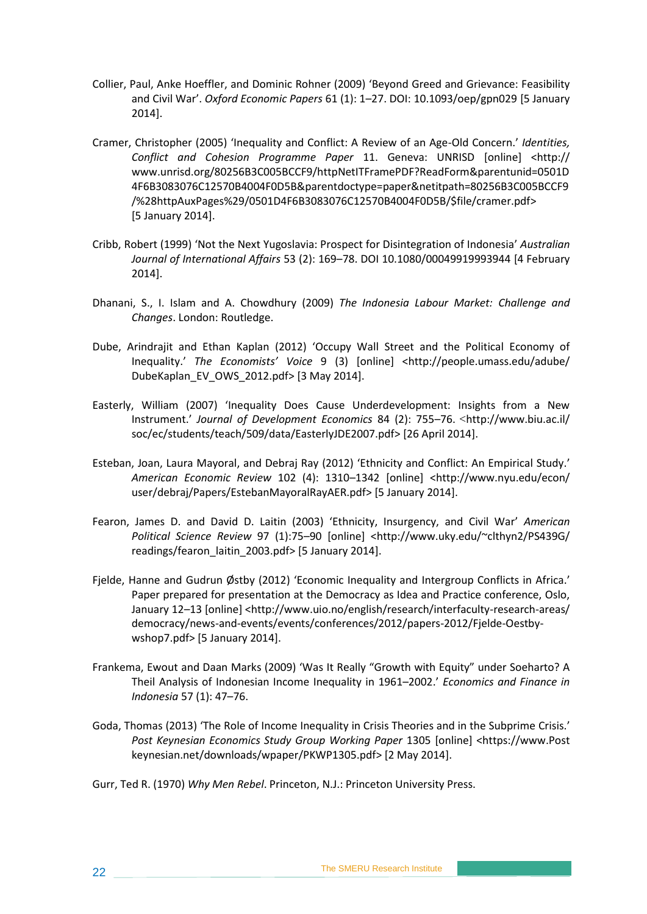Collier, Paul, Anke Hoeffler, and Dominic Rohner (2009) 'Beyond Greed and Grievance: Feasibility and Civil War'. *Oxford Economic Papers* 61 (1): 1–27. DOI: 10.1093/oep/gpn029 [5 January 2014].

Cramer, Christopher (2005) 'Inequality and Conflict: A Review of an Age-Old Concern.' *Identities, Conflict and Cohesion Programme Paper* 11. Geneva: UNRISD [online] <http://www.unrisd.org/80256B3C005BCCF9/httpNetITFramePDF?ReadForm&parentunid=0501D4F6B3083076C12570B4004F0D5B&parentdoctype=paper&netitpath=80256B3C005BCCF9/%28httpAuxPages%29/0501D4F6B3083076C12570B4004F0D5B/$file/cramer.pdf> [5 January 2014].

Cribb, Robert (1999) 'Not the Next Yugoslavia: Prospect for Disintegration of Indonesia' *Australian Journal of International Affairs* 53 (2): 169–78. DOI 10.1080/00049919993944 [4 February 2014].

Dhanani, S., I. Islam and A. Chowdhury (2009) *The Indonesia Labour Market: Challenge and Changes*. London: Routledge.

Dube, Arindrajit and Ethan Kaplan (2012) 'Occupy Wall Street and the Political Economy of Inequality.' *The Economists' Voice* 9 (3) [online] <http://people.umass.edu/adube/DubeKaplan_EV_OWS_2012.pdf> [3 May 2014].

Easterly, William (2007) 'Inequality Does Cause Underdevelopment: Insights from a New Instrument.' *Journal of Development Economics* 84 (2): 755–76. <http://www.biu.ac.il/soc/ec/students/teach/509/data/EasterlyJDE2007.pdf> [26 April 2014].

Esteban, Joan, Laura Mayoral, and Debraj Ray (2012) 'Ethnicity and Conflict: An Empirical Study.' *American Economic Review* 102 (4): 1310–1342 [online] <http://www.nyu.edu/econ/user/debraj/Papers/EstebanMayoralRayAER.pdf> [5 January 2014].

Fearon, James D. and David D. Laitin (2003) 'Ethnicity, Insurgency, and Civil War' *American Political Science Review* 97 (1):75–90 [online] <http://www.uky.edu/~clthyn2/PS439G/readings/fearon_laitin_2003.pdf> [5 January 2014].

Fjelde, Hanne and Gudrun Østby (2012) 'Economic Inequality and Intergroup Conflicts in Africa.' Paper prepared for presentation at the Democracy as Idea and Practice conference, Oslo, January 12–13 [online] <http://www.uio.no/english/research/interfaculty-research-areas/democracy/news-and-events/events/conferences/2012/papers-2012/Fjelde-Oestby-wshop7.pdf> [5 January 2014].

Frankema, Ewout and Daan Marks (2009) 'Was It Really "Growth with Equity" under Soeharto? A Theil Analysis of Indonesian Income Inequality in 1961–2002.' *Economics and Finance in Indonesia* 57 (1): 47–76.

Goda, Thomas (2013) 'The Role of Income Inequality in Crisis Theories and in the Subprime Crisis.' *Post Keynesian Economics Study Group Working Paper* 1305 [online] <https://www.Postkeynesian.net/downloads/wpaper/PKWP1305.pdf> [2 May 2014].

Gurr, Ted R. (1970) *Why Men Rebel*. Princeton, N.J.: Princeton University Press.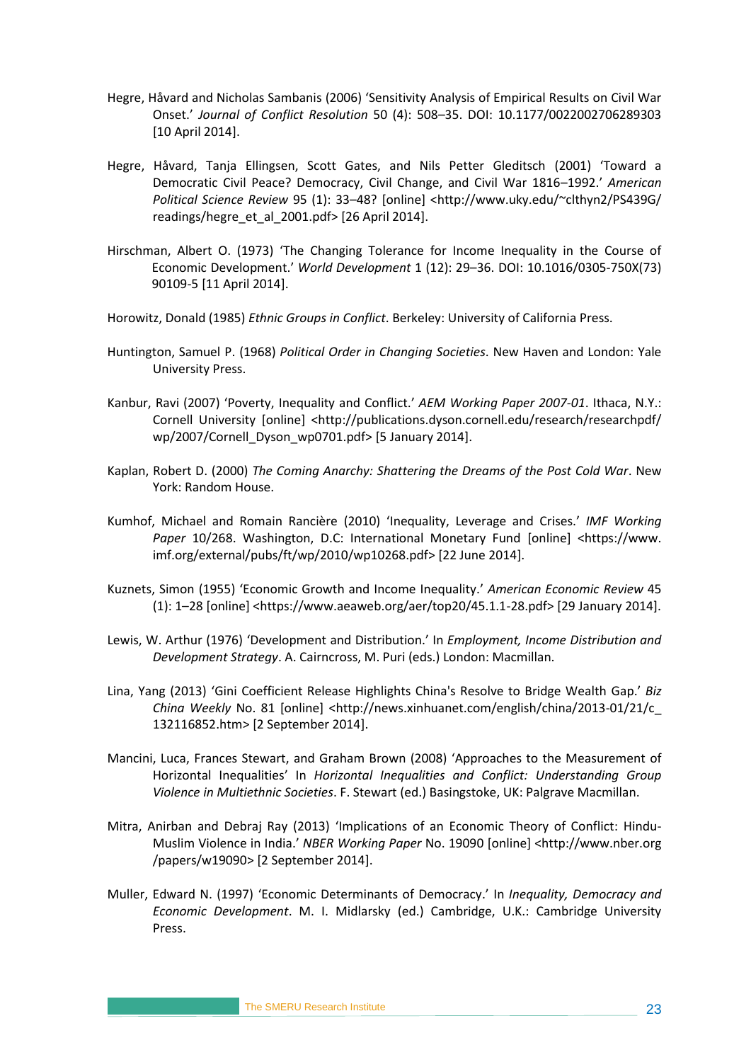Hegre, Håvard and Nicholas Sambanis (2006) 'Sensitivity Analysis of Empirical Results on Civil War Onset.' *Journal of Conflict Resolution* 50 (4): 508–35. DOI: 10.1177/0022002706289303 [10 April 2014].

Hegre, Håvard, Tanja Ellingsen, Scott Gates, and Nils Petter Gleditsch (2001) 'Toward a Democratic Civil Peace? Democracy, Civil Change, and Civil War 1816–1992.' *American Political Science Review* 95 (1): 33–48? [online] <http://www.uky.edu/~clthyn2/PS439G/readings/hegre_et_al_2001.pdf> [26 April 2014].

Hirschman, Albert O. (1973) 'The Changing Tolerance for Income Inequality in the Course of Economic Development.' *World Development* 1 (12): 29–36. DOI: 10.1016/0305-750X(73)90109-5 [11 April 2014].

Horowitz, Donald (1985) *Ethnic Groups in Conflict*. Berkeley: University of California Press.

Huntington, Samuel P. (1968) *Political Order in Changing Societies*. New Haven and London: Yale University Press.

Kanbur, Ravi (2007) 'Poverty, Inequality and Conflict.' *AEM Working Paper 2007-01*. Ithaca, N.Y.: Cornell University [online] <http://publications.dyson.cornell.edu/research/researchpdf/wp/2007/Cornell_Dyson_wp0701.pdf> [5 January 2014].

Kaplan, Robert D. (2000) *The Coming Anarchy: Shattering the Dreams of the Post Cold War*. New York: Random House.

Kumhof, Michael and Romain Rancière (2010) 'Inequality, Leverage and Crises.' *IMF Working Paper* 10/268. Washington, D.C: International Monetary Fund [online] <https://www.imf.org/external/pubs/ft/wp/2010/wp10268.pdf> [22 June 2014].

Kuznets, Simon (1955) 'Economic Growth and Income Inequality.' *American Economic Review* 45 (1): 1–28 [online] <https://www.aeaweb.org/aer/top20/45.1.1-28.pdf> [29 January 2014].

Lewis, W. Arthur (1976) 'Development and Distribution.' In *Employment, Income Distribution and Development Strategy*. A. Cairncross, M. Puri (eds.) London: Macmillan.

Lina, Yang (2013) 'Gini Coefficient Release Highlights China's Resolve to Bridge Wealth Gap.' *Biz China Weekly* No. 81 [online] <http://news.xinhuanet.com/english/china/2013-01/21/c_132116852.htm> [2 September 2014].

Mancini, Luca, Frances Stewart, and Graham Brown (2008) 'Approaches to the Measurement of Horizontal Inequalities' In *Horizontal Inequalities and Conflict: Understanding Group Violence in Multiethnic Societies*. F. Stewart (ed.) Basingstoke, UK: Palgrave Macmillan.

Mitra, Anirban and Debraj Ray (2013) 'Implications of an Economic Theory of Conflict: Hindu-Muslim Violence in India.' *NBER Working Paper* No. 19090 [online] <http://www.nber.org/papers/w19090> [2 September 2014].

Muller, Edward N. (1997) 'Economic Determinants of Democracy.' In *Inequality, Democracy and Economic Development*. M. I. Midlarsky (ed.) Cambridge, U.K.: Cambridge University Press.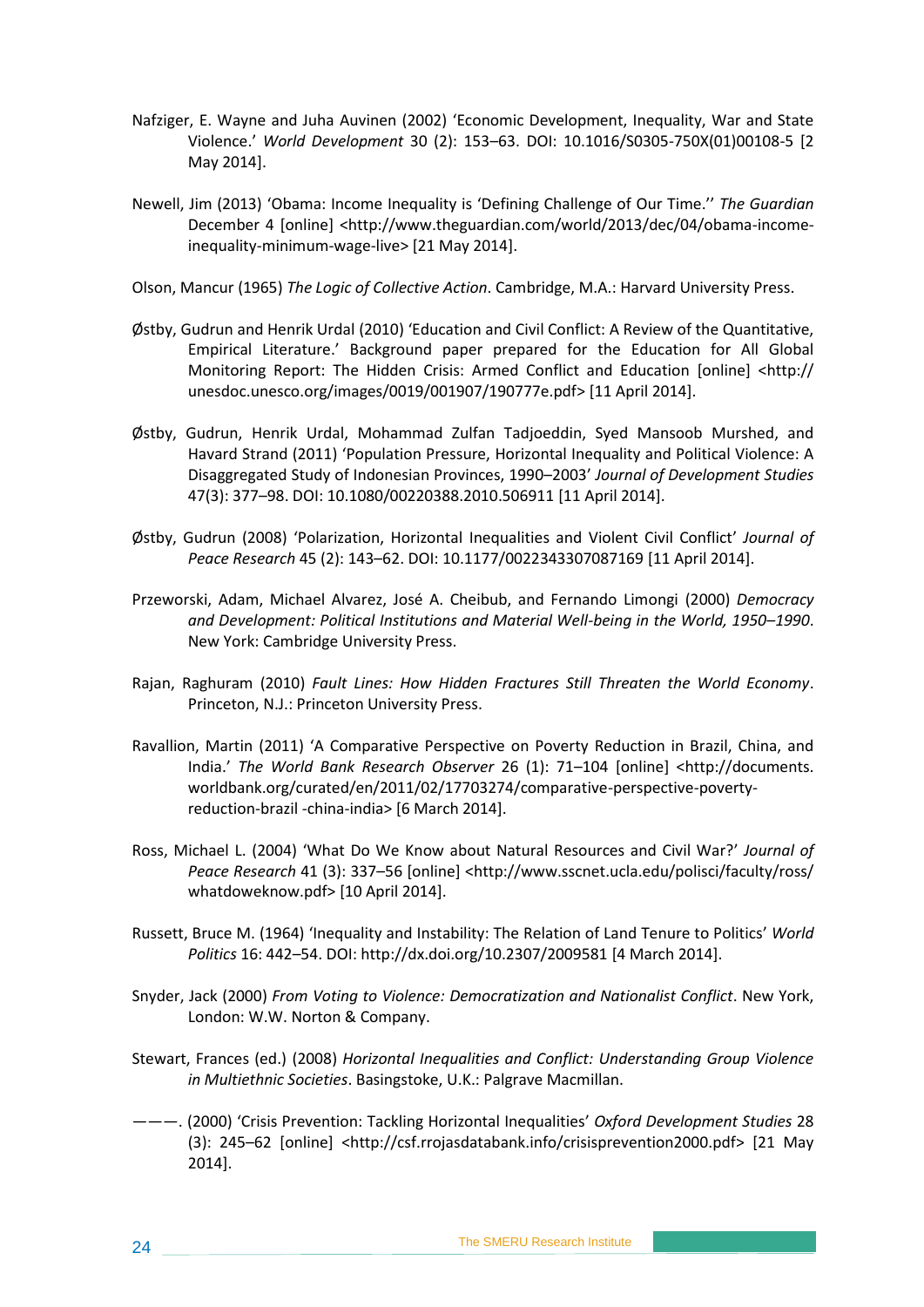Nafziger, E. Wayne and Juha Auvinen (2002) 'Economic Development, Inequality, War and State Violence.' *World Development* 30 (2): 153–63. DOI: 10.1016/S0305-750X(01)00108-5 [2 May 2014].

Newell, Jim (2013) 'Obama: Income Inequality is 'Defining Challenge of Our Time.'' *The Guardian* December 4 [online] <http://www.theguardian.com/world/2013/dec/04/obama-income-inequality-minimum-wage-live> [21 May 2014].

Olson, Mancur (1965) *The Logic of Collective Action*. Cambridge, M.A.: Harvard University Press.

Østby, Gudrun and Henrik Urdal (2010) 'Education and Civil Conflict: A Review of the Quantitative, Empirical Literature.' Background paper prepared for the Education for All Global Monitoring Report: The Hidden Crisis: Armed Conflict and Education [online] <http://unesdoc.unesco.org/images/0019/001907/190777e.pdf> [11 April 2014].

Østby, Gudrun, Henrik Urdal, Mohammad Zulfan Tadjoeddin, Syed Mansoob Murshed, and Havard Strand (2011) 'Population Pressure, Horizontal Inequality and Political Violence: A Disaggregated Study of Indonesian Provinces, 1990–2003' *Journal of Development Studies* 47(3): 377–98. DOI: 10.1080/00220388.2010.506911 [11 April 2014].

Østby, Gudrun (2008) 'Polarization, Horizontal Inequalities and Violent Civil Conflict' *Journal of Peace Research* 45 (2): 143–62. DOI: 10.1177/0022343307087169 [11 April 2014].

Przeworski, Adam, Michael Alvarez, José A. Cheibub, and Fernando Limongi (2000) *Democracy and Development: Political Institutions and Material Well-being in the World, 1950–1990*. New York: Cambridge University Press.

Rajan, Raghuram (2010) *Fault Lines: How Hidden Fractures Still Threaten the World Economy*. Princeton, N.J.: Princeton University Press.

Ravallion, Martin (2011) 'A Comparative Perspective on Poverty Reduction in Brazil, China, and India.' *The World Bank Research Observer* 26 (1): 71–104 [online] <http://documents.worldbank.org/curated/en/2011/02/17703274/comparative-perspective-poverty-reduction-brazil -china-india> [6 March 2014].

Ross, Michael L. (2004) 'What Do We Know about Natural Resources and Civil War?' *Journal of Peace Research* 41 (3): 337–56 [online] <http://www.sscnet.ucla.edu/polisci/faculty/ross/whatdoweknow.pdf> [10 April 2014].

Russett, Bruce M. (1964) 'Inequality and Instability: The Relation of Land Tenure to Politics' *World Politics* 16: 442–54. DOI: http://dx.doi.org/10.2307/2009581 [4 March 2014].

Snyder, Jack (2000) *From Voting to Violence: Democratization and Nationalist Conflict*. New York, London: W.W. Norton & Company.

Stewart, Frances (ed.) (2008) *Horizontal Inequalities and Conflict: Understanding Group Violence in Multiethnic Societies*. Basingstoke, U.K.: Palgrave Macmillan.

———. (2000) 'Crisis Prevention: Tackling Horizontal Inequalities' *Oxford Development Studies* 28 (3): 245–62 [online] <http://csf.rrojasdatabank.info/crisisprevention2000.pdf> [21 May 2014].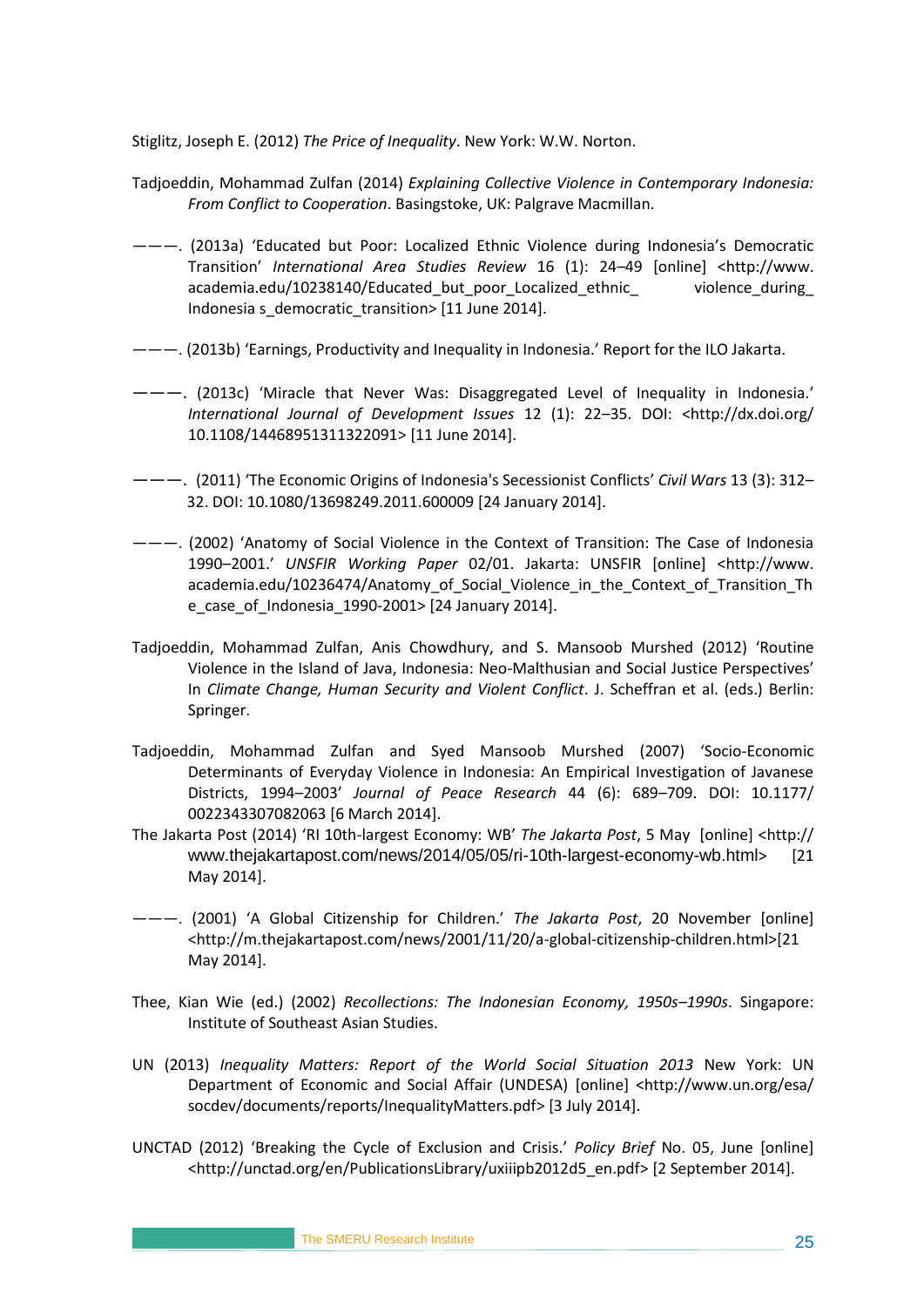Stiglitz, Joseph E. (2012) *The Price of Inequality*. New York: W.W. Norton.

Tadjoeddin, Mohammad Zulfan (2014) *Explaining Collective Violence in Contemporary Indonesia: From Conflict to Cooperation*. Basingstoke, UK: Palgrave Macmillan.

———. (2013a) 'Educated but Poor: Localized Ethnic Violence during Indonesia's Democratic Transition' *International Area Studies Review* 16 (1): 24–49 [online] <http://www.academia.edu/10238140/Educated_but_poor_Localized_ethnic_ violence_during_ Indonesia s_democratic_transition> [11 June 2014].

———. (2013b) 'Earnings, Productivity and Inequality in Indonesia.' Report for the ILO Jakarta.

———. (2013c) 'Miracle that Never Was: Disaggregated Level of Inequality in Indonesia.' *International Journal of Development Issues* 12 (1): 22–35. DOI: <http://dx.doi.org/10.1108/14468951311322091> [11 June 2014].

———. (2011) 'The Economic Origins of Indonesia's Secessionist Conflicts' *Civil Wars* 13 (3): 312–32. DOI: 10.1080/13698249.2011.600009 [24 January 2014].

———. (2002) 'Anatomy of Social Violence in the Context of Transition: The Case of Indonesia 1990–2001.' *UNSFIR Working Paper* 02/01. Jakarta: UNSFIR [online] <http://www.academia.edu/10236474/Anatomy_of_Social_Violence_in_the_Context_of_Transition_The_case_of_Indonesia_1990-2001> [24 January 2014].

Tadjoeddin, Mohammad Zulfan, Anis Chowdhury, and S. Mansoob Murshed (2012) 'Routine Violence in the Island of Java, Indonesia: Neo-Malthusian and Social Justice Perspectives' In *Climate Change, Human Security and Violent Conflict*. J. Scheffran et al. (eds.) Berlin: Springer.

Tadjoeddin, Mohammad Zulfan and Syed Mansoob Murshed (2007) 'Socio-Economic Determinants of Everyday Violence in Indonesia: An Empirical Investigation of Javanese Districts, 1994–2003' *Journal of Peace Research* 44 (6): 689–709. DOI: 10.1177/0022343307082063 [6 March 2014].

The Jakarta Post (2014) 'RI 10th-largest Economy: WB' *The Jakarta Post*, 5 May [online] <http://www.thejakartapost.com/news/2014/05/05/ri-10th-largest-economy-wb.html> [21 May 2014].

———. (2001) 'A Global Citizenship for Children.' *The Jakarta Post*, 20 November [online] <http://m.thejakartapost.com/news/2001/11/20/a-global-citizenship-children.html>[21 May 2014].

Thee, Kian Wie (ed.) (2002) *Recollections: The Indonesian Economy, 1950s–1990s*. Singapore: Institute of Southeast Asian Studies.

UN (2013) *Inequality Matters: Report of the World Social Situation 2013* New York: UN Department of Economic and Social Affair (UNDESA) [online] <http://www.un.org/esa/socdev/documents/reports/InequalityMatters.pdf> [3 July 2014].

UNCTAD (2012) 'Breaking the Cycle of Exclusion and Crisis.' *Policy Brief* No. 05, June [online] <http://unctad.org/en/PublicationsLibrary/uxiiipb2012d5_en.pdf> [2 September 2014].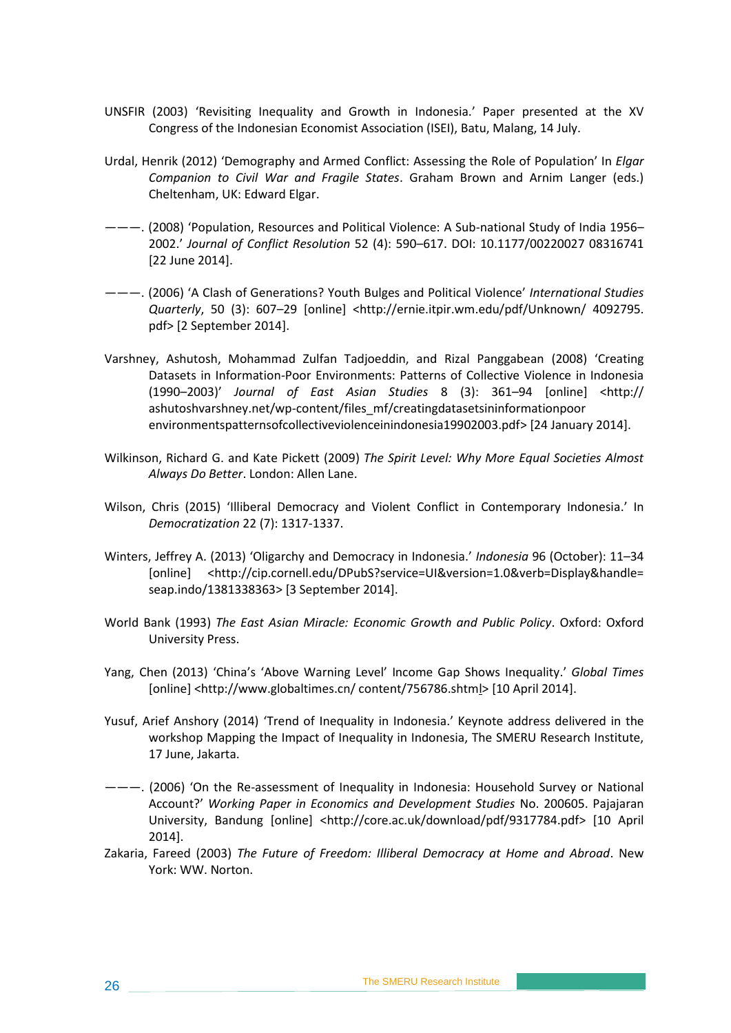UNSFIR (2003) 'Revisiting Inequality and Growth in Indonesia.' Paper presented at the XV Congress of the Indonesian Economist Association (ISEI), Batu, Malang, 14 July.

Urdal, Henrik (2012) 'Demography and Armed Conflict: Assessing the Role of Population' In *Elgar Companion to Civil War and Fragile States*. Graham Brown and Arnim Langer (eds.) Cheltenham, UK: Edward Elgar.

———. (2008) 'Population, Resources and Political Violence: A Sub-national Study of India 1956–2002.' *Journal of Conflict Resolution* 52 (4): 590–617. DOI: 10.1177/00220027 08316741 [22 June 2014].

———. (2006) 'A Clash of Generations? Youth Bulges and Political Violence' *International Studies Quarterly*, 50 (3): 607–29 [online] <http://ernie.itpir.wm.edu/pdf/Unknown/ 4092795.pdf> [2 September 2014].

Varshney, Ashutosh, Mohammad Zulfan Tadjoeddin, and Rizal Panggabean (2008) 'Creating Datasets in Information-Poor Environments: Patterns of Collective Violence in Indonesia (1990–2003)' *Journal of East Asian Studies* 8 (3): 361–94 [online] <http://ashutoshvarshney.net/wp-content/files_mf/creatingdatasetsininformationpoor environmentspatternsofcollectiveviolenceinindonesia19902003.pdf> [24 January 2014].

Wilkinson, Richard G. and Kate Pickett (2009) *The Spirit Level: Why More Equal Societies Almost Always Do Better*. London: Allen Lane.

Wilson, Chris (2015) 'Illiberal Democracy and Violent Conflict in Contemporary Indonesia.' In *Democratization* 22 (7): 1317-1337.

Winters, Jeffrey A. (2013) 'Oligarchy and Democracy in Indonesia.' *Indonesia* 96 (October): 11–34 [online] <http://cip.cornell.edu/DPubS?service=UI&version=1.0&verb=Display&handle=seap.indo/1381338363> [3 September 2014].

World Bank (1993) *The East Asian Miracle: Economic Growth and Public Policy*. Oxford: Oxford University Press.

Yang, Chen (2013) 'China's 'Above Warning Level' Income Gap Shows Inequality.' *Global Times* [online] <http://www.globaltimes.cn/ content/756786.shtml> [10 April 2014].

Yusuf, Arief Anshory (2014) 'Trend of Inequality in Indonesia.' Keynote address delivered in the workshop Mapping the Impact of Inequality in Indonesia, The SMERU Research Institute, 17 June, Jakarta.

———. (2006) 'On the Re-assessment of Inequality in Indonesia: Household Survey or National Account?' *Working Paper in Economics and Development Studies* No. 200605. Pajajaran University, Bandung [online] <http://core.ac.uk/download/pdf/9317784.pdf> [10 April 2014].

Zakaria, Fareed (2003) *The Future of Freedom: Illiberal Democracy at Home and Abroad*. New York: WW. Norton.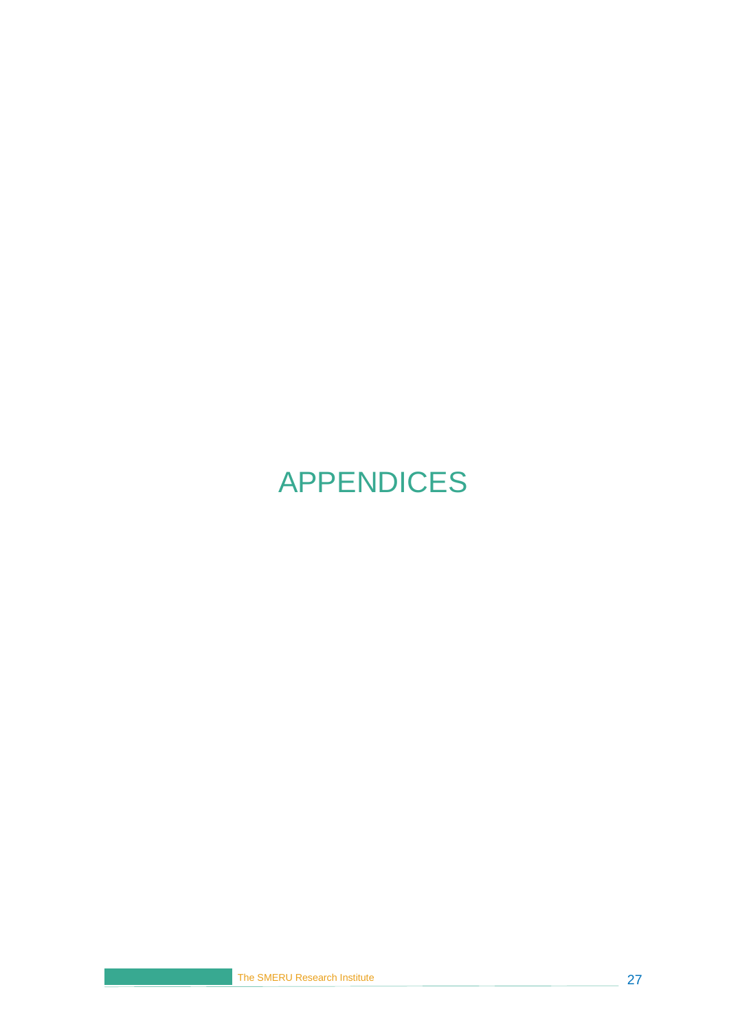# APPENDICES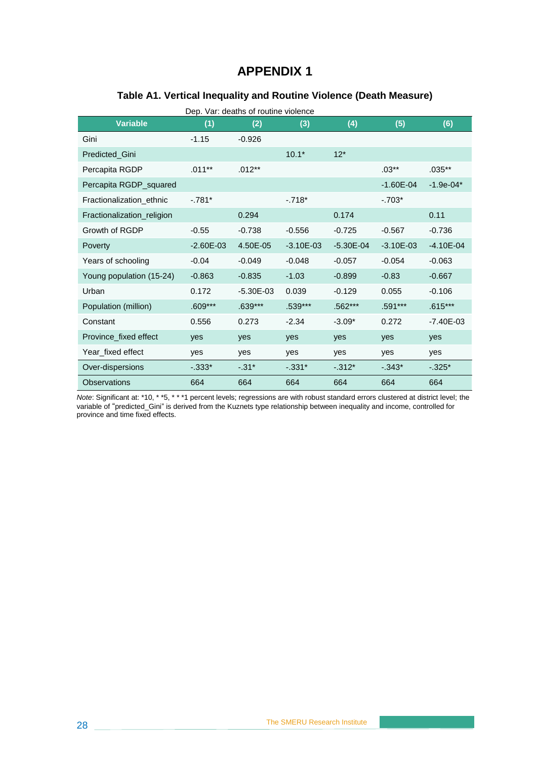# APPENDIX 1

### Table A1. Vertical Inequality and Routine Violence (Death Measure)

Dep. Var: deaths of routine violence

| Variable | (1) | (2) | (3) | (4) | (5) | (6) |
|---|---|---|---|---|---|---|
| Gini | -1.15 | -0.926 | | | | |
| Predicted_Gini | | | 10.1* | 12* | | |
| Percapita RGDP | .011** | .012** | | | .03** | .035** |
| Percapita RGDP_squared | | | | | -1.60E-04 | -1.9e-04* |
| Fractionalization_ethnic | -.781* | | -.718* | | -.703* | |
| Fractionalization_religion | | 0.294 | | 0.174 | | 0.11 |
| Growth of RGDP | -0.55 | -0.738 | -0.556 | -0.725 | -0.567 | -0.736 |
| Poverty | -2.60E-03 | 4.50E-05 | -3.10E-03 | -5.30E-04 | -3.10E-03 | -4.10E-04 |
| Years of schooling | -0.04 | -0.049 | -0.048 | -0.057 | -0.054 | -0.063 |
| Young population (15-24) | -0.863 | -0.835 | -1.03 | -0.899 | -0.83 | -0.667 |
| Urban | 0.172 | -5.30E-03 | 0.039 | -0.129 | 0.055 | -0.106 |
| Population (million) | .609*** | .639*** | .539*** | .562*** | .591*** | .615*** |
| Constant | 0.556 | 0.273 | -2.34 | -3.09* | 0.272 | -7.40E-03 |
| Province_fixed effect | yes | yes | yes | yes | yes | yes |
| Year_fixed effect | yes | yes | yes | yes | yes | yes |
| Over-dispersions | -.333* | -.31* | -.331* | -.312* | -.343* | -.325* |
| Observations | 664 | 664 | 664 | 664 | 664 | 664 |

*Note*: Significant at: *10, * *5, * * *1 percent levels; regressions are with robust standard errors clustered at district level; the variable of "predicted_Gini" is derived from the Kuznets type relationship between inequality and income, controlled for province and time fixed effects.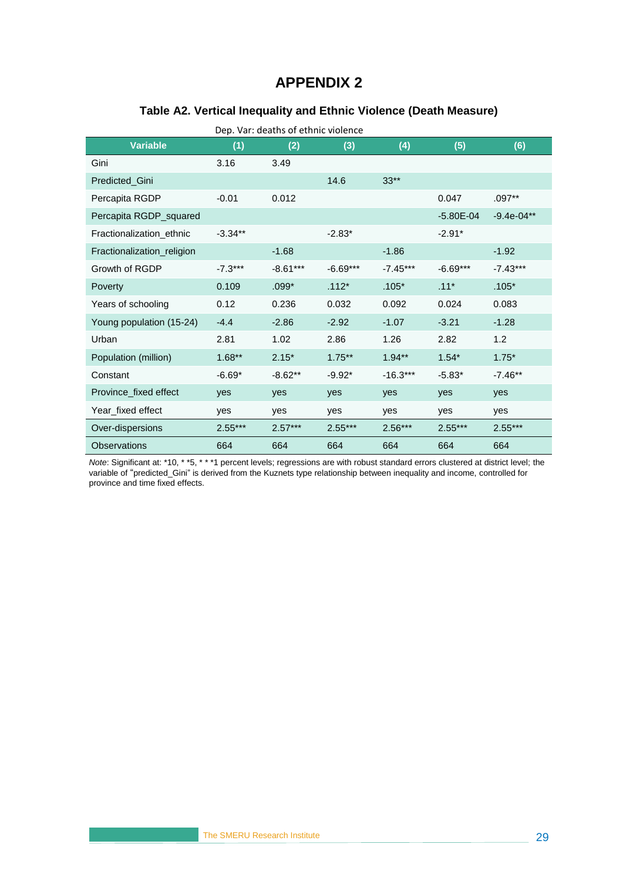# APPENDIX 2

## Table A2. Vertical Inequality and Ethnic Violence (Death Measure)

Dep. Var: deaths of ethnic violence

| Variable | (1) | (2) | (3) | (4) | (5) | (6) |
|---|---|---|---|---|---|---|
| Gini | 3.16 | 3.49 | | | | |
| Predicted_Gini | | | 14.6 | 33** | | |
| Percapita RGDP | -0.01 | 0.012 | | | 0.047 | .097** |
| Percapita RGDP_squared | | | | | -5.80E-04 | -9.4e-04** |
| Fractionalization_ethnic | -3.34** | | -2.83* | | -2.91* | |
| Fractionalization_religion | | -1.68 | | -1.86 | | -1.92 |
| Growth of RGDP | -7.3*** | -8.61*** | -6.69*** | -7.45*** | -6.69*** | -7.43*** |
| Poverty | 0.109 | .099* | .112* | .105* | .11* | .105* |
| Years of schooling | 0.12 | 0.236 | 0.032 | 0.092 | 0.024 | 0.083 |
| Young population (15-24) | -4.4 | -2.86 | -2.92 | -1.07 | -3.21 | -1.28 |
| Urban | 2.81 | 1.02 | 2.86 | 1.26 | 2.82 | 1.2 |
| Population (million) | 1.68** | 2.15* | 1.75** | 1.94** | 1.54* | 1.75* |
| Constant | -6.69* | -8.62** | -9.92* | -16.3*** | -5.83* | -7.46** |
| Province_fixed effect | yes | yes | yes | yes | yes | yes |
| Year_fixed effect | yes | yes | yes | yes | yes | yes |
| Over-dispersions | 2.55*** | 2.57*** | 2.55*** | 2.56*** | 2.55*** | 2.55*** |
| Observations | 664 | 664 | 664 | 664 | 664 | 664 |

*Note*: Significant at: *10, * *5, * * *1 percent levels; regressions are with robust standard errors clustered at district level; the variable of "predicted_Gini" is derived from the Kuznets type relationship between inequality and income, controlled for province and time fixed effects.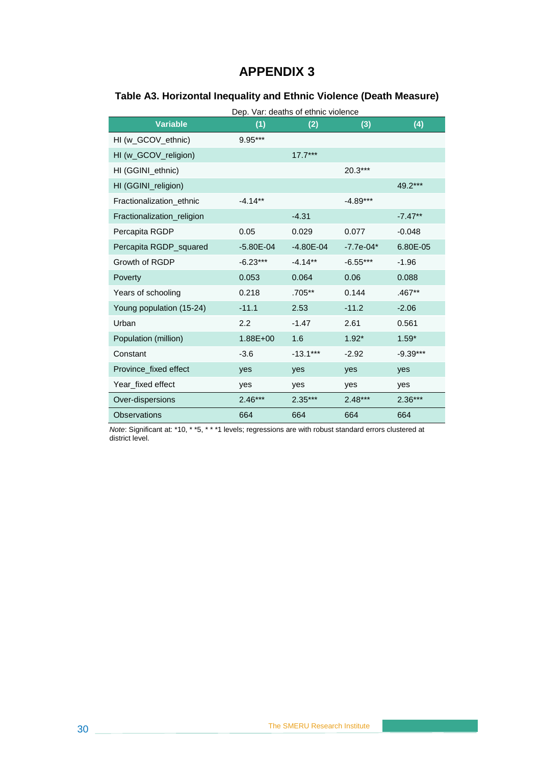# APPENDIX 3

### Table A3. Horizontal Inequality and Ethnic Violence (Death Measure)

Dep. Var: deaths of ethnic violence

| Variable | (1) | (2) | (3) | (4) |
|---|---|---|---|---|
| HI (w_GCOV_ethnic) | 9.95*** | | | |
| HI (w_GCOV_religion) | | 17.7*** | | |
| HI (GGINI_ethnic) | | | 20.3*** | |
| HI (GGINI_religion) | | | | 49.2*** |
| Fractionalization_ethnic | -4.14** | | -4.89*** | |
| Fractionalization_religion | | -4.31 | | -7.47** |
| Percapita RGDP | 0.05 | 0.029 | 0.077 | -0.048 |
| Percapita RGDP_squared | -5.80E-04 | -4.80E-04 | -7.7e-04* | 6.80E-05 |
| Growth of RGDP | -6.23*** | -4.14** | -6.55*** | -1.96 |
| Poverty | 0.053 | 0.064 | 0.06 | 0.088 |
| Years of schooling | 0.218 | .705** | 0.144 | .467** |
| Young population (15-24) | -11.1 | 2.53 | -11.2 | -2.06 |
| Urban | 2.2 | -1.47 | 2.61 | 0.561 |
| Population (million) | 1.88E+00 | 1.6 | 1.92* | 1.59* |
| Constant | -3.6 | -13.1*** | -2.92 | -9.39*** |
| Province_fixed effect | yes | yes | yes | yes |
| Year_fixed effect | yes | yes | yes | yes |
| Over-dispersions | 2.46*** | 2.35*** | 2.48*** | 2.36*** |
| Observations | 664 | 664 | 664 | 664 |

*Note*: Significant at: *10, * *5, * * *1 levels; regressions are with robust standard errors clustered at district level.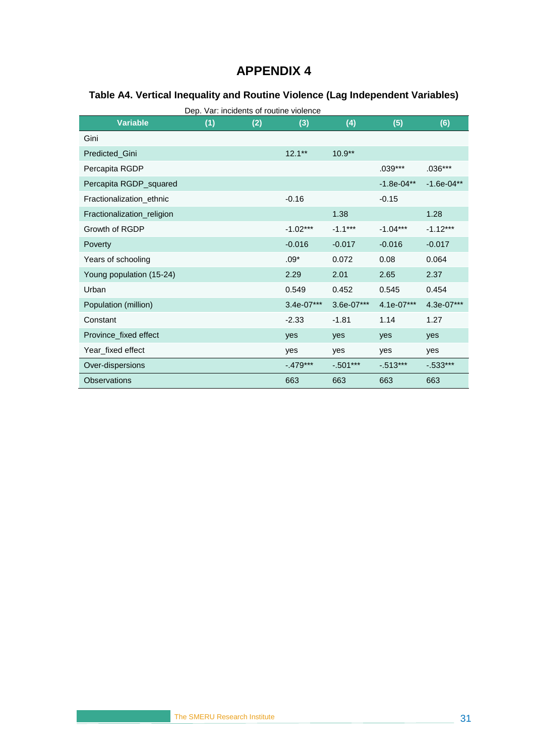# APPENDIX 4

### Table A4. Vertical Inequality and Routine Violence (Lag Independent Variables)

Dep. Var: incidents of routine violence

| Variable | (1) | (2) | (3) | (4) | (5) | (6) |
|---|---|---|---|---|---|---|
| Gini | | | | | | |
| Predicted_Gini | | | 12.1** | 10.9** | | |
| Percapita RGDP | | | | | .039*** | .036*** |
| Percapita RGDP_squared | | | | | -1.8e-04** | -1.6e-04** |
| Fractionalization_ethnic | | | -0.16 | | -0.15 | |
| Fractionalization_religion | | | | 1.38 | | 1.28 |
| Growth of RGDP | | | -1.02*** | -1.1*** | -1.04*** | -1.12*** |
| Poverty | | | -0.016 | -0.017 | -0.016 | -0.017 |
| Years of schooling | | | .09* | 0.072 | 0.08 | 0.064 |
| Young population (15-24) | | | 2.29 | 2.01 | 2.65 | 2.37 |
| Urban | | | 0.549 | 0.452 | 0.545 | 0.454 |
| Population (million) | | | 3.4e-07*** | 3.6e-07*** | 4.1e-07*** | 4.3e-07*** |
| Constant | | | -2.33 | -1.81 | 1.14 | 1.27 |
| Province_fixed effect | | | yes | yes | yes | yes |
| Year_fixed effect | | | yes | yes | yes | yes |
| Over-dispersions | | | -.479*** | -.501*** | -.513*** | -.533*** |
| Observations | | | 663 | 663 | 663 | 663 |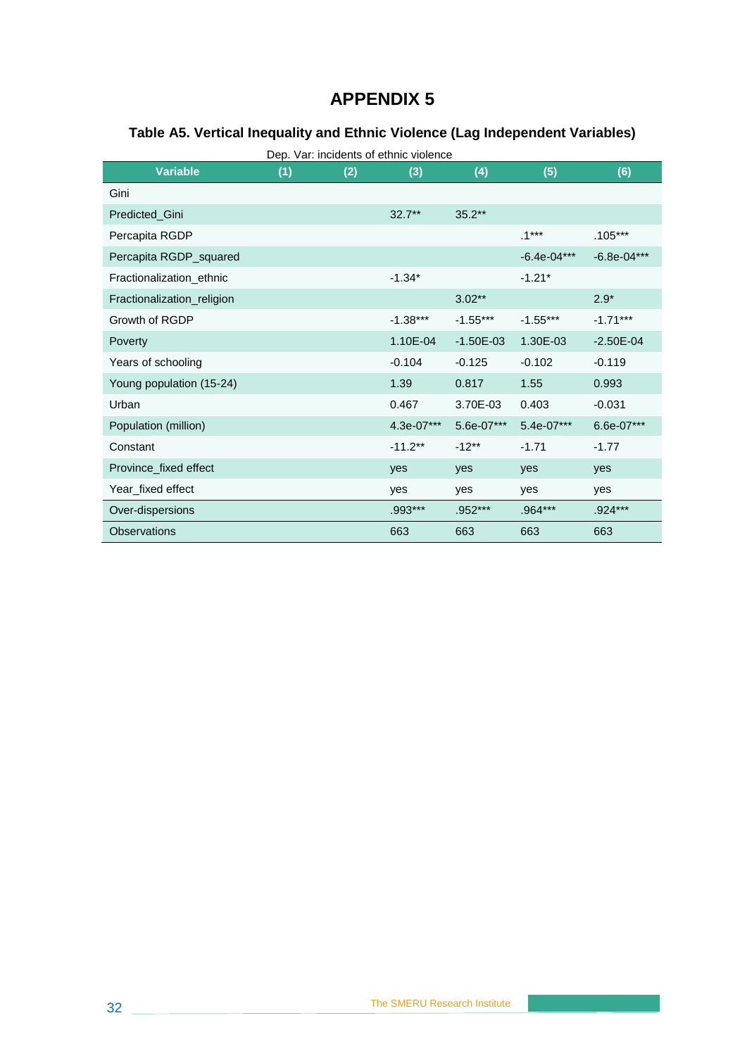# APPENDIX 5

### Table A5. Vertical Inequality and Ethnic Violence (Lag Independent Variables)

Dep. Var: incidents of ethnic violence

| Variable | (1) | (2) | (3) | (4) | (5) | (6) |
|---|---|---|---|---|---|---|
| Gini | | | | | | |
| Predicted_Gini | | | 32.7** | 35.2** | | |
| Percapita RGDP | | | | | .1*** | .105*** |
| Percapita RGDP_squared | | | | | -6.4e-04*** | -6.8e-04*** |
| Fractionalization_ethnic | | | -1.34* | | -1.21* | |
| Fractionalization_religion | | | | 3.02** | | 2.9* |
| Growth of RGDP | | | -1.38*** | -1.55*** | -1.55*** | -1.71*** |
| Poverty | | | 1.10E-04 | -1.50E-03 | 1.30E-03 | -2.50E-04 |
| Years of schooling | | | -0.104 | -0.125 | -0.102 | -0.119 |
| Young population (15-24) | | | 1.39 | 0.817 | 1.55 | 0.993 |
| Urban | | | 0.467 | 3.70E-03 | 0.403 | -0.031 |
| Population (million) | | | 4.3e-07*** | 5.6e-07*** | 5.4e-07*** | 6.6e-07*** |
| Constant | | | -11.2** | -12** | -1.71 | -1.77 |
| Province_fixed effect | | | yes | yes | yes | yes |
| Year_fixed effect | | | yes | yes | yes | yes |
| Over-dispersions | | | .993*** | .952*** | .964*** | .924*** |
| Observations | | | 663 | 663 | 663 | 663 |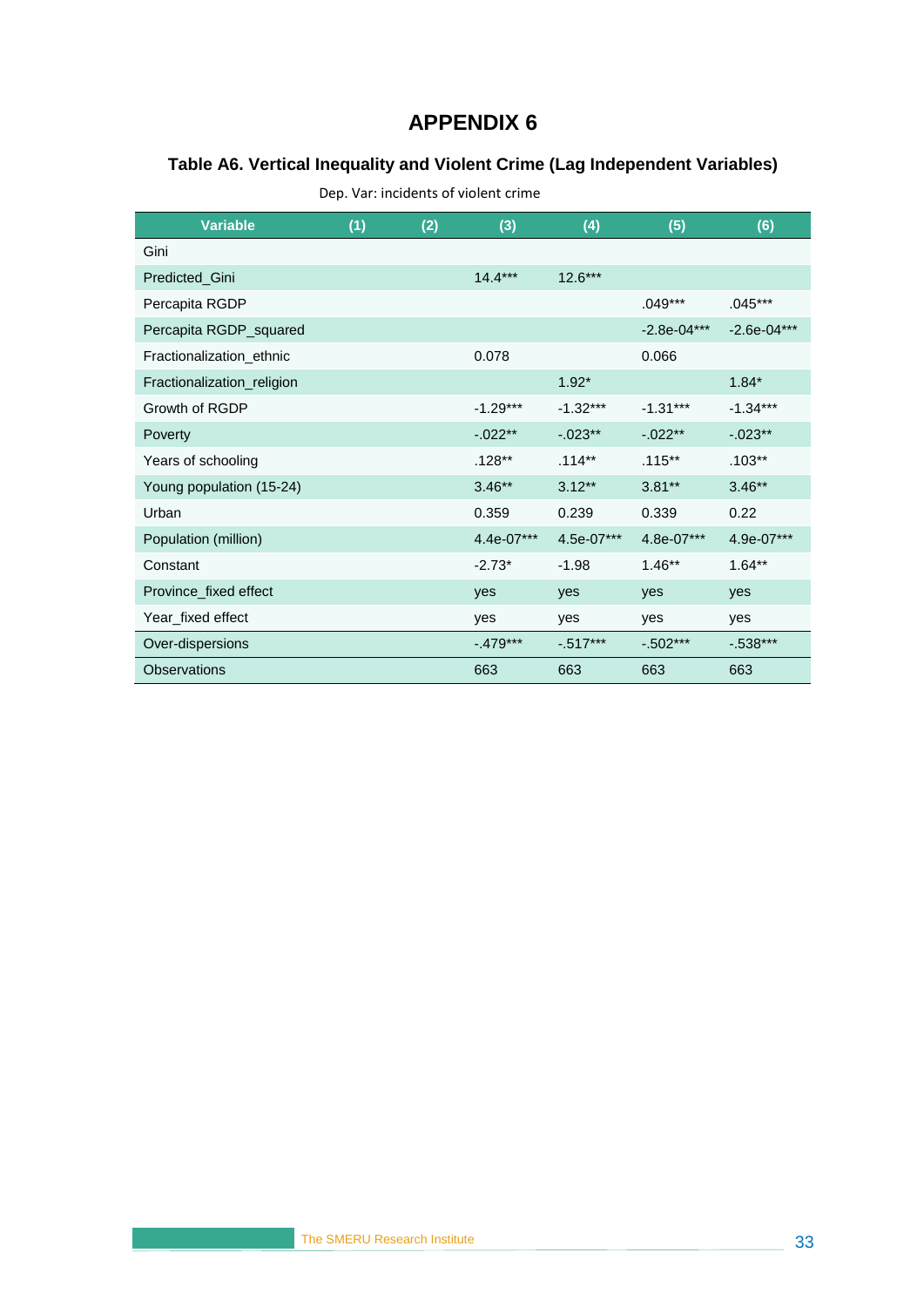# APPENDIX 6

### Table A6. Vertical Inequality and Violent Crime (Lag Independent Variables)

Dep. Var: incidents of violent crime

| Variable | (1) | (2) | (3) | (4) | (5) | (6) |
|---|---|---|---|---|---|---|
| Gini | | | | | | |
| Predicted_Gini | | | 14.4*** | 12.6*** | | |
| Percapita RGDP | | | | | .049*** | .045*** |
| Percapita RGDP_squared | | | | | -2.8e-04*** | -2.6e-04*** |
| Fractionalization_ethnic | | | 0.078 | | 0.066 | |
| Fractionalization_religion | | | | 1.92* | | 1.84* |
| Growth of RGDP | | | -1.29*** | -1.32*** | -1.31*** | -1.34*** |
| Poverty | | | -.022** | -.023** | -.022** | -.023** |
| Years of schooling | | | .128** | .114** | .115** | .103** |
| Young population (15-24) | | | 3.46** | 3.12** | 3.81** | 3.46** |
| Urban | | | 0.359 | 0.239 | 0.339 | 0.22 |
| Population (million) | | | 4.4e-07*** | 4.5e-07*** | 4.8e-07*** | 4.9e-07*** |
| Constant | | | -2.73* | -1.98 | 1.46** | 1.64** |
| Province_fixed effect | | | yes | yes | yes | yes |
| Year_fixed effect | | | yes | yes | yes | yes |
| Over-dispersions | | | -.479*** | -.517*** | -.502*** | -.538*** |
| Observations | | | 663 | 663 | 663 | 663 |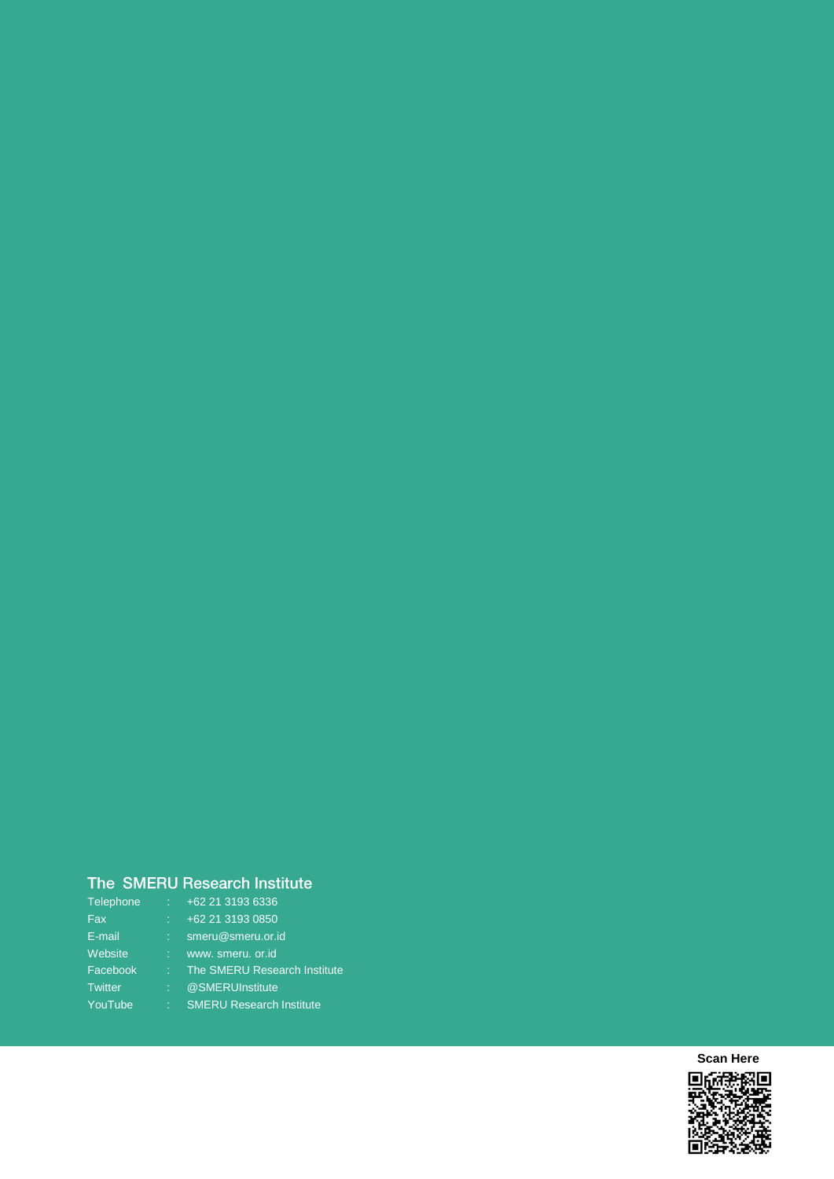**The SMERU Research Institute**

| | | |
|---|---|---|
| Telephone | : | +62 21 3193 6336 |
| Fax | : | +62 21 3193 0850 |
| E-mail | : | smeru@smeru.or.id |
| Website | : | www. smeru. or.id |
| Facebook | : | The SMERU Research Institute |
| Twitter | : | @SMERUInstitute |
| YouTube | : | SMERU Research Institute |

**Scan Here**